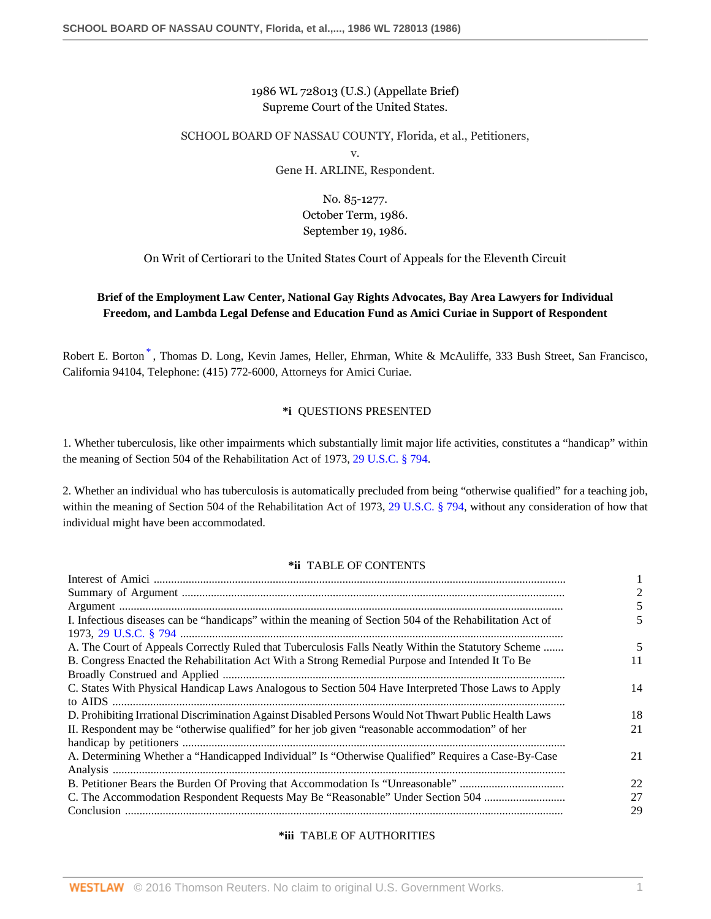1986 WL 728013 (U.S.) (Appellate Brief)
Supreme Court of the United States.

SCHOOL BOARD OF NASSAU COUNTY, Florida, et al., Petitioners,
v.
Gene H. ARLINE, Respondent.

No. 85-1277.
October Term, 1986.
September 19, 1986.

On Writ of Certiorari to the United States Court of Appeals for the Eleventh Circuit

**Brief of the Employment Law Center, National Gay Rights Advocates, Bay Area Lawyers for Individual Freedom, and Lambda Legal Defense and Education Fund as Amici Curiae in Support of Respondent**

Robert E. Borton [*], Thomas D. Long, Kevin James, Heller, Ehrman, White & McAuliffe, 333 Bush Street, San Francisco, California 94104, Telephone: (415) 772-6000, Attorneys for Amici Curiae.

## *i QUESTIONS PRESENTED

1. Whether tuberculosis, like other impairments which substantially limit major life activities, constitutes a "handicap" within the meaning of Section 504 of the Rehabilitation Act of 1973, 29 U.S.C. § 794.

2. Whether an individual who has tuberculosis is automatically precluded from being "otherwise qualified" for a teaching job, within the meaning of Section 504 of the Rehabilitation Act of 1973, 29 U.S.C. § 794, without any consideration of how that individual might have been accommodated.

## *ii TABLE OF CONTENTS

| | |
|---|---|
| Interest of Amici | 1 |
| Summary of Argument | 2 |
| Argument | 5 |
| I. Infectious diseases can be "handicaps" within the meaning of Section 504 of the Rehabilitation Act of 1973, 29 U.S.C. § 794 | 5 |
| A. The Court of Appeals Correctly Ruled that Tuberculosis Falls Neatly Within the Statutory Scheme | 5 |
| B. Congress Enacted the Rehabilitation Act With a Strong Remedial Purpose and Intended It To Be Broadly Construed and Applied | 11 |
| C. States With Physical Handicap Laws Analogous to Section 504 Have Interpreted Those Laws to Apply to AIDS | 14 |
| D. Prohibiting Irrational Discrimination Against Disabled Persons Would Not Thwart Public Health Laws | 18 |
| II. Respondent may be "otherwise qualified" for her job given "reasonable accommodation" of her handicap by petitioners | 21 |
| A. Determining Whether a "Handicapped Individual" Is "Otherwise Qualified" Requires a Case-By-Case Analysis | 21 |
| B. Petitioner Bears the Burden Of Proving that Accommodation Is "Unreasonable" | 22 |
| C. The Accommodation Respondent Requests May Be "Reasonable" Under Section 504 | 27 |
| Conclusion | 29 |

## *iii TABLE OF AUTHORITIES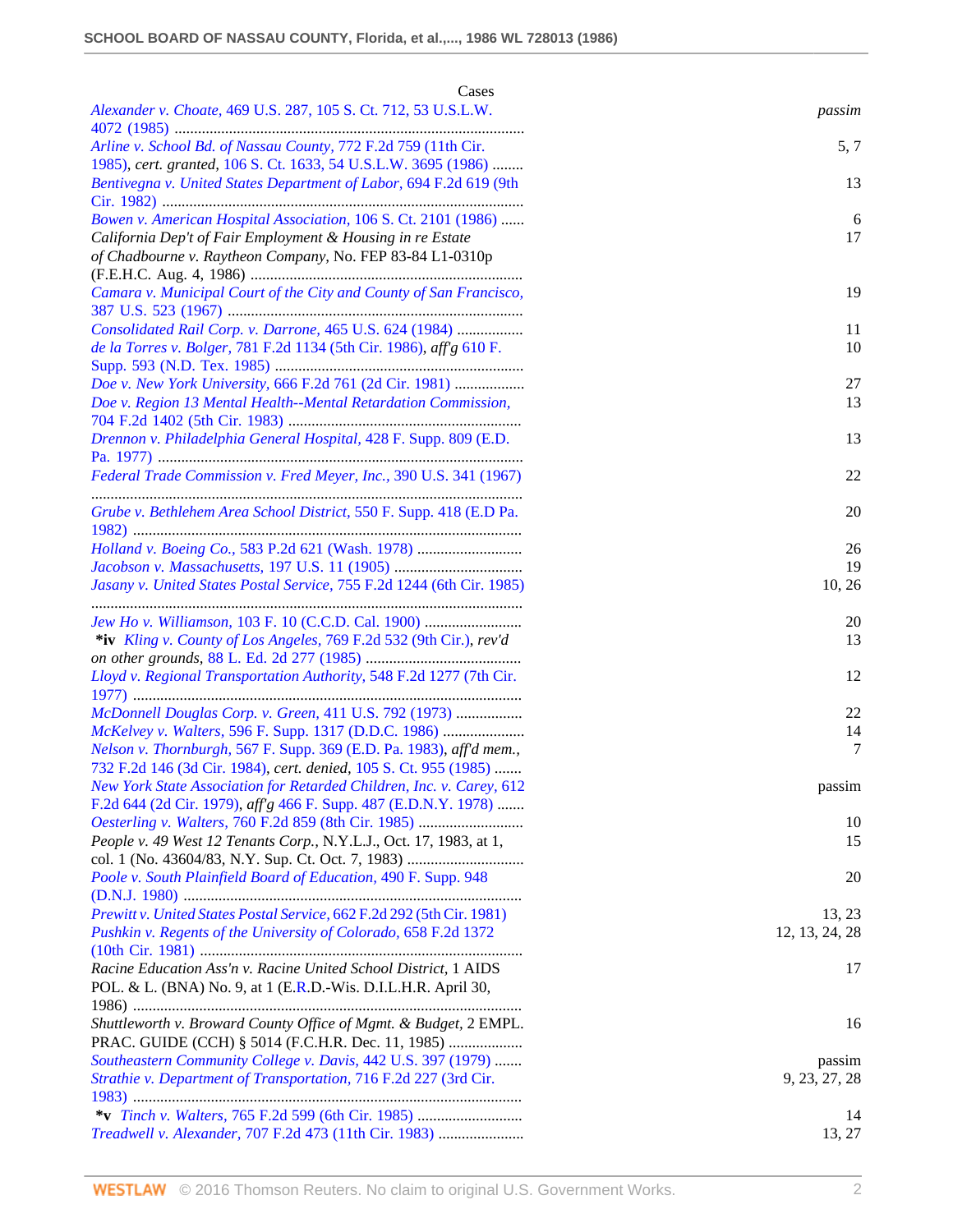Cases

| Case | Page |
|---|---|
| *Alexander v. Choate,* 469 U.S. 287, 105 S. Ct. 712, 53 U.S.L.W. 4072 (1985) | *passim* |
| *Arline v. School Bd. of Nassau County,* 772 F.2d 759 (11th Cir. 1985), *cert. granted,* 106 S. Ct. 1633, 54 U.S.L.W. 3695 (1986) | 5, 7 |
| *Bentivegna v. United States Department of Labor,* 694 F.2d 619 (9th Cir. 1982) | 13 |
| *Bowen v. American Hospital Association,* 106 S. Ct. 2101 (1986) | 6 |
| *California Dep't of Fair Employment & Housing in re Estate of Chadbourne v. Raytheon Company,* No. FEP 83-84 L1-0310p (F.E.H.C. Aug. 4, 1986) | 17 |
| *Camara v. Municipal Court of the City and County of San Francisco,* 387 U.S. 523 (1967) | 19 |
| *Consolidated Rail Corp. v. Darrone,* 465 U.S. 624 (1984) | 11 |
| *de la Torres v. Bolger,* 781 F.2d 1134 (5th Cir. 1986), *aff'g* 610 F. Supp. 593 (N.D. Tex. 1985) | 10 |
| *Doe v. New York University,* 666 F.2d 761 (2d Cir. 1981) | 27 |
| *Doe v. Region 13 Mental Health--Mental Retardation Commission,* 704 F.2d 1402 (5th Cir. 1983) | 13 |
| *Drennon v. Philadelphia General Hospital,* 428 F. Supp. 809 (E.D. Pa. 1977) | 13 |
| *Federal Trade Commission v. Fred Meyer, Inc.,* 390 U.S. 341 (1967) | 22 |
| *Grube v. Bethlehem Area School District,* 550 F. Supp. 418 (E.D Pa. 1982) | 20 |
| *Holland v. Boeing Co.,* 583 P.2d 621 (Wash. 1978) | 26 |
| *Jacobson v. Massachusetts,* 197 U.S. 11 (1905) | 19 |
| *Jasany v. United States Postal Service,* 755 F.2d 1244 (6th Cir. 1985) | 10, 26 |
| *Jew Ho v. Williamson,* 103 F. 10 (C.C.D. Cal. 1900) | 20 |
| **\*iv** *Kling v. County of Los Angeles,* 769 F.2d 532 (9th Cir.), *rev'd on other grounds,* 88 L. Ed. 2d 277 (1985) | 13 |
| *Lloyd v. Regional Transportation Authority,* 548 F.2d 1277 (7th Cir. 1977) | 12 |
| *McDonnell Douglas Corp. v. Green,* 411 U.S. 792 (1973) | 22 |
| *McKelvey v. Walters,* 596 F. Supp. 1317 (D.D.C. 1986) | 14 |
| *Nelson v. Thornburgh,* 567 F. Supp. 369 (E.D. Pa. 1983), *aff'd mem.,* 732 F.2d 146 (3d Cir. 1984), *cert. denied,* 105 S. Ct. 955 (1985) | 7 |
| *New York State Association for Retarded Children, Inc. v. Carey,* 612 F.2d 644 (2d Cir. 1979), *aff'g* 466 F. Supp. 487 (E.D.N.Y. 1978) | passim |
| *Oesterling v. Walters,* 760 F.2d 859 (8th Cir. 1985) | 10 |
| *People v. 49 West 12 Tenants Corp.,* N.Y.L.J., Oct. 17, 1983, at 1, col. 1 (No. 43604/83, N.Y. Sup. Ct. Oct. 7, 1983) | 15 |
| *Poole v. South Plainfield Board of Education,* 490 F. Supp. 948 (D.N.J. 1980) | 20 |
| *Prewitt v. United States Postal Service,* 662 F.2d 292 (5th Cir. 1981) | 13, 23 |
| *Pushkin v. Regents of the University of Colorado,* 658 F.2d 1372 (10th Cir. 1981) | 12, 13, 24, 28 |
| *Racine Education Ass'n v. Racine United School District,* 1 AIDS POL. & L. (BNA) No. 9, at 1 (E.R.D.-Wis. D.I.L.H.R. April 30, 1986) | 17 |
| *Shuttleworth v. Broward County Office of Mgmt. & Budget,* 2 EMPL. PRAC. GUIDE (CCH) § 5014 (F.C.H.R. Dec. 11, 1985) | 16 |
| *Southeastern Community College v. Davis,* 442 U.S. 397 (1979) | passim |
| *Strathie v. Department of Transportation,* 716 F.2d 227 (3rd Cir. 1983) | 9, 23, 27, 28 |
| **\*v** *Tinch v. Walters,* 765 F.2d 599 (6th Cir. 1985) | 14 |
| *Treadwell v. Alexander,* 707 F.2d 473 (11th Cir. 1983) | 13, 27 |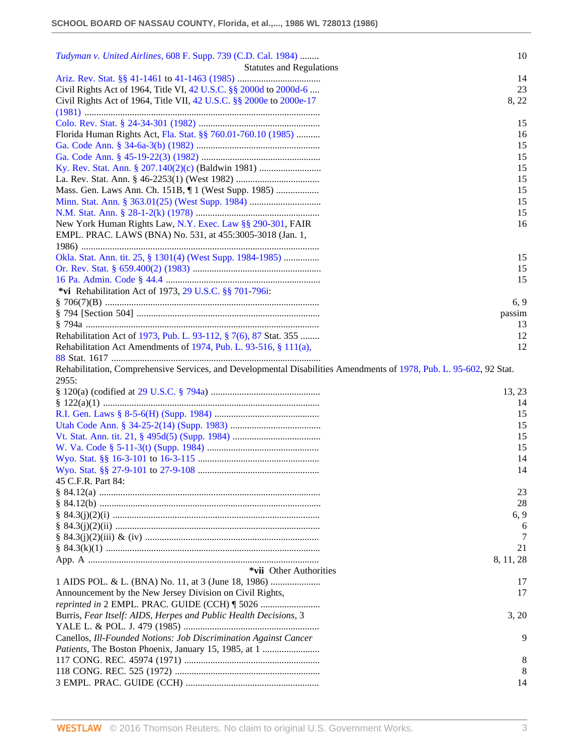| | |
|---|---|
| *Tudyman v. United Airlines*, 608 F. Supp. 739 (C.D. Cal. 1984) | 10 |

**Statutes and Regulations**

| | |
|---|---|
| Ariz. Rev. Stat. §§ 41-1461 to 41-1463 (1985) | 14 |
| Civil Rights Act of 1964, Title VI, 42 U.S.C. §§ 2000d to 2000d-6 | 23 |
| Civil Rights Act of 1964, Title VII, 42 U.S.C. §§ 2000e to 2000e-17 (1981) | 8, 22 |
| Colo. Rev. Stat. § 24-34-301 (1982) | 15 |
| Florida Human Rights Act, Fla. Stat. §§ 760.01-760.10 (1985) | 16 |
| Ga. Code Ann. § 34-6a-3(b) (1982) | 15 |
| Ga. Code Ann. § 45-19-22(3) (1982) | 15 |
| Ky. Rev. Stat. Ann. § 207.140(2)(c) (Baldwin 1981) | 15 |
| La. Rev. Stat. Ann. § 46-2253(1) (West 1982) | 15 |
| Mass. Gen. Laws Ann. Ch. 151B, ¶ 1 (West Supp. 1985) | 15 |
| Minn. Stat. Ann. § 363.01(25) (West Supp. 1984) | 15 |
| N.M. Stat. Ann. § 28-1-2(k) (1978) | 15 |
| New York Human Rights Law, N.Y. Exec. Law §§ 290-301, FAIR EMPL. PRAC. LAWS (BNA) No. 531, at 455:3005-3018 (Jan. 1, 1986) | 16 |
| Okla. Stat. Ann. tit. 25, § 1301(4) (West Supp. 1984-1985) | 15 |
| Or. Rev. Stat. § 659.400(2) (1983) | 15 |
| 16 Pa. Admin. Code § 44.4 | 15 |
| ***vi** Rehabilitation Act of 1973, 29 U.S.C. §§ 701-796i: | |
| § 706(7)(B) | 6, 9 |
| § 794 [Section 504] | passim |
| § 794a | 13 |
| Rehabilitation Act of 1973, Pub. L. 93-112, § 7(6), 87 Stat. 355 | 12 |
| Rehabilitation Act Amendments of 1974, Pub. L. 93-516, § 111(a), 88 Stat. 1617 | 12 |
| Rehabilitation, Comprehensive Services, and Developmental Disabilities Amendments of 1978, Pub. L. 95-602, 92 Stat. 2955: | |
| § 120(a) (codified at 29 U.S.C. § 794a) | 13, 23 |
| § 122(a)(1) | 14 |
| R.I. Gen. Laws § 8-5-6(H) (Supp. 1984) | 15 |
| Utah Code Ann. § 34-25-2(14) (Supp. 1983) | 15 |
| Vt. Stat. Ann. tit. 21, § 495d(5) (Supp. 1984) | 15 |
| W. Va. Code § 5-11-3(t) (Supp. 1984) | 15 |
| Wyo. Stat. §§ 16-3-101 to 16-3-115 | 14 |
| Wyo. Stat. §§ 27-9-101 to 27-9-108 | 14 |
| 45 C.F.R. Part 84: | |
| § 84.12(a) | 23 |
| § 84.12(b) | 28 |
| § 84.3(j)(2)(i) | 6, 9 |
| § 84.3(j)(2)(ii) | 6 |
| § 84.3(j)(2)(iii) & (iv) | 7 |
| § 84.3(k)(1) | 21 |
| App. A | 8, 11, 28 |

***vii** **Other Authorities**

| | |
|---|---|
| 1 AIDS POL. & L. (BNA) No. 11, at 3 (June 18, 1986) | 17 |
| Announcement by the New Jersey Division on Civil Rights, *reprinted in* 2 EMPL. PRAC. GUIDE (CCH) ¶ 5026 | 17 |
| Burris, *Fear Itself: AIDS, Herpes and Public Health Decisions*, 3 YALE L. & POL. J. 479 (1985) | 3, 20 |
| Canellos, *Ill-Founded Notions: Job Discrimination Against Cancer Patients*, The Boston Phoenix, January 15, 1985, at 1 | 9 |
| 117 CONG. REC. 45974 (1971) | 8 |
| 118 CONG. REC. 525 (1972) | 8 |
| 3 EMPL. PRAC. GUIDE (CCH) | 14 |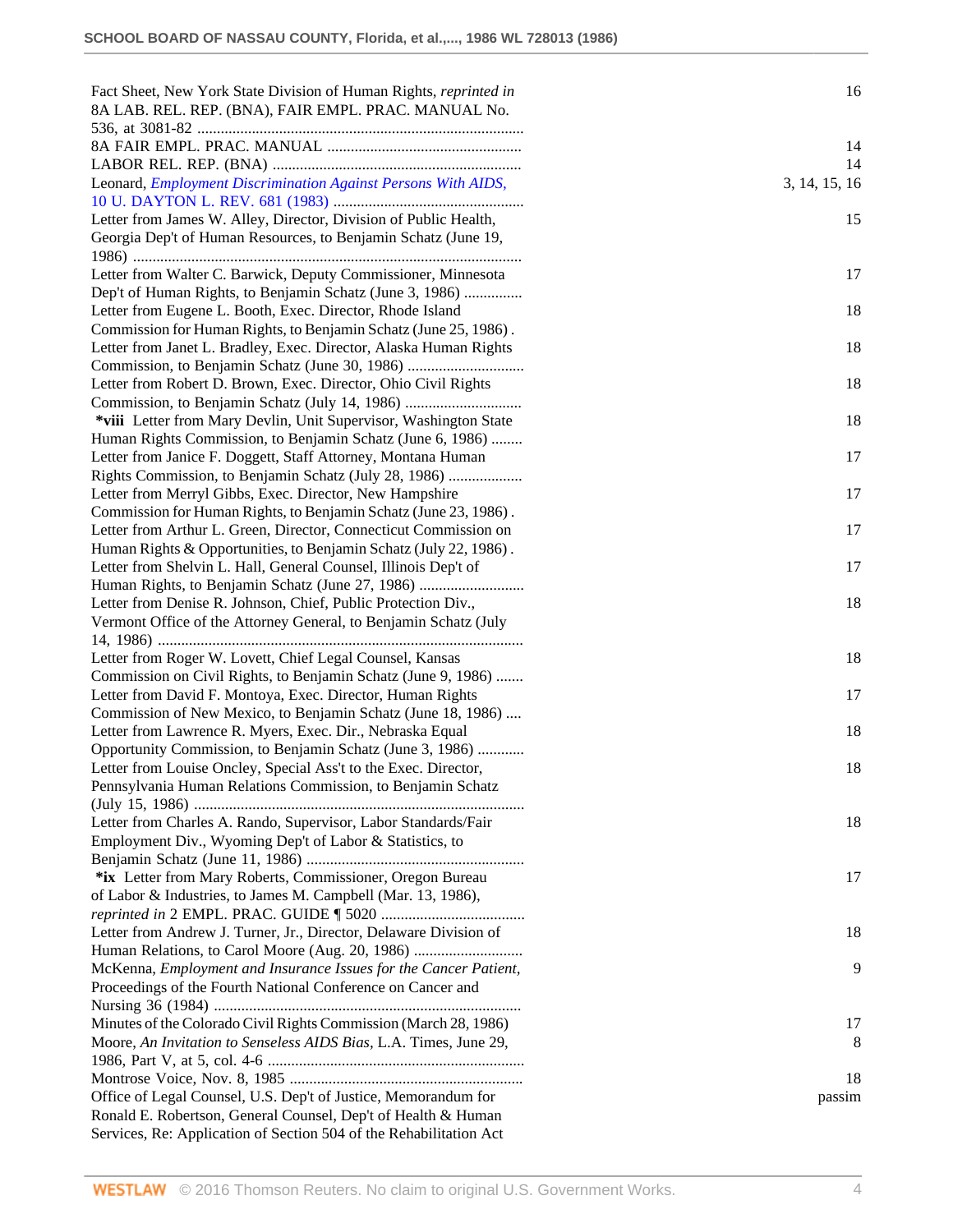| | |
|---|---|
| Fact Sheet, New York State Division of Human Rights, *reprinted in* 8A LAB. REL. REP. (BNA), FAIR EMPL. PRAC. MANUAL No. 536, at 3081-82 | 16 |
| 8A FAIR EMPL. PRAC. MANUAL | 14 |
| LABOR REL. REP. (BNA) | 14 |
| Leonard, *Employment Discrimination Against Persons With AIDS,* 10 U. DAYTON L. REV. 681 (1983) | 3, 14, 15, 16 |
| Letter from James W. Alley, Director, Division of Public Health, Georgia Dep't of Human Resources, to Benjamin Schatz (June 19, 1986) | 15 |
| Letter from Walter C. Barwick, Deputy Commissioner, Minnesota Dep't of Human Rights, to Benjamin Schatz (June 3, 1986) | 17 |
| Letter from Eugene L. Booth, Exec. Director, Rhode Island Commission for Human Rights, to Benjamin Schatz (June 25, 1986) | 18 |
| Letter from Janet L. Bradley, Exec. Director, Alaska Human Rights Commission, to Benjamin Schatz (June 30, 1986) | 18 |
| Letter from Robert D. Brown, Exec. Director, Ohio Civil Rights Commission, to Benjamin Schatz (July 14, 1986) | 18 |
| **\*viii** Letter from Mary Devlin, Unit Supervisor, Washington State Human Rights Commission, to Benjamin Schatz (June 6, 1986) | 18 |
| Letter from Janice F. Doggett, Staff Attorney, Montana Human Rights Commission, to Benjamin Schatz (July 28, 1986) | 17 |
| Letter from Merryl Gibbs, Exec. Director, New Hampshire Commission for Human Rights, to Benjamin Schatz (June 23, 1986) | 17 |
| Letter from Arthur L. Green, Director, Connecticut Commission on Human Rights & Opportunities, to Benjamin Schatz (July 22, 1986) | 17 |
| Letter from Shelvin L. Hall, General Counsel, Illinois Dep't of Human Rights, to Benjamin Schatz (June 27, 1986) | 17 |
| Letter from Denise R. Johnson, Chief, Public Protection Div., Vermont Office of the Attorney General, to Benjamin Schatz (July 14, 1986) | 18 |
| Letter from Roger W. Lovett, Chief Legal Counsel, Kansas Commission on Civil Rights, to Benjamin Schatz (June 9, 1986) | 18 |
| Letter from David F. Montoya, Exec. Director, Human Rights Commission of New Mexico, to Benjamin Schatz (June 18, 1986) | 17 |
| Letter from Lawrence R. Myers, Exec. Dir., Nebraska Equal Opportunity Commission, to Benjamin Schatz (June 3, 1986) | 18 |
| Letter from Louise Oncley, Special Ass't to the Exec. Director, Pennsylvania Human Relations Commission, to Benjamin Schatz (July 15, 1986) | 18 |
| Letter from Charles A. Rando, Supervisor, Labor Standards/Fair Employment Div., Wyoming Dep't of Labor & Statistics, to Benjamin Schatz (June 11, 1986) | 18 |
| **\*ix** Letter from Mary Roberts, Commissioner, Oregon Bureau of Labor & Industries, to James M. Campbell (Mar. 13, 1986), *reprinted in* 2 EMPL. PRAC. GUIDE ¶ 5020 | 17 |
| Letter from Andrew J. Turner, Jr., Director, Delaware Division of Human Relations, to Carol Moore (Aug. 20, 1986) | 18 |
| McKenna, *Employment and Insurance Issues for the Cancer Patient,* Proceedings of the Fourth National Conference on Cancer and Nursing 36 (1984) | 9 |
| Minutes of the Colorado Civil Rights Commission (March 28, 1986) | 17 |
| Moore, *An Invitation to Senseless AIDS Bias,* L.A. Times, June 29, 1986, Part V, at 5, col. 4-6 | 8 |
| Montrose Voice, Nov. 8, 1985 | 18 |
| Office of Legal Counsel, U.S. Dep't of Justice, Memorandum for Ronald E. Robertson, General Counsel, Dep't of Health & Human Services, Re: Application of Section 504 of the Rehabilitation Act | passim |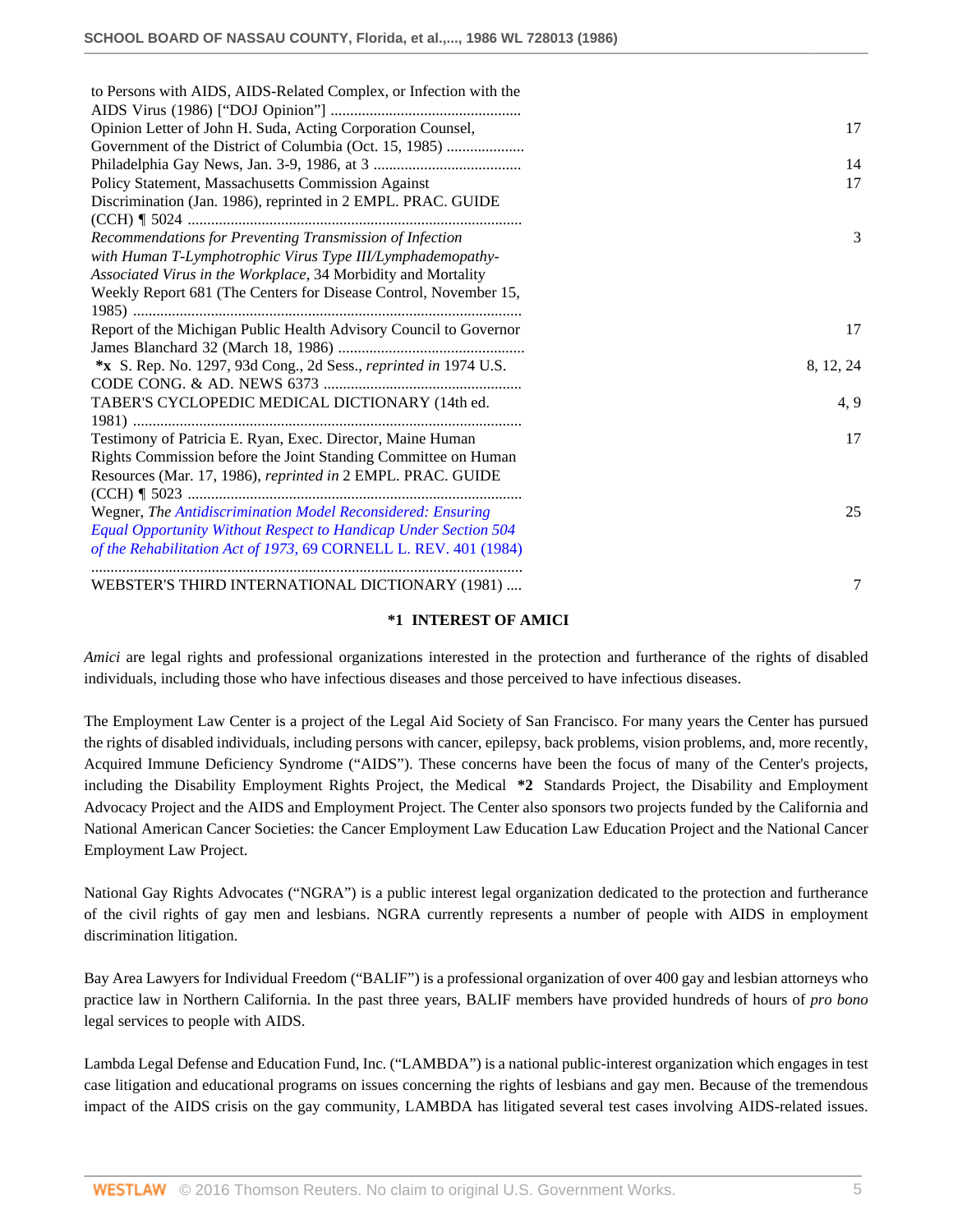| | |
|---|---|
| to Persons with AIDS, AIDS-Related Complex, or Infection with the AIDS Virus (1986) ["DOJ Opinion"] ................................................ | |
| Opinion Letter of John H. Suda, Acting Corporation Counsel, Government of the District of Columbia (Oct. 15, 1985) .................... | 17 |
| Philadelphia Gay News, Jan. 3-9, 1986, at 3 ...................................... | 14 |
| Policy Statement, Massachusetts Commission Against Discrimination (Jan. 1986), reprinted in 2 EMPL. PRAC. GUIDE (CCH) ¶ 5024 ..................................................................................... | 17 |
| *Recommendations for Preventing Transmission of Infection with Human T-Lymphotrophic Virus Type III/Lymphademopathy-Associated Virus in the Workplace,* 34 Morbidity and Mortality Weekly Report 681 (The Centers for Disease Control, November 15, 1985) ................................................................................................... | 3 |
| Report of the Michigan Public Health Advisory Council to Governor James Blanchard 32 (March 18, 1986) ................................................ | 17 |
| **\*x** S. Rep. No. 1297, 93d Cong., 2d Sess., *reprinted in* 1974 U.S. CODE CONG. & AD. NEWS 6373 .................................................. | 8, 12, 24 |
| TABER'S CYCLOPEDIC MEDICAL DICTIONARY (14th ed. 1981) .................................................................................................... | 4, 9 |
| Testimony of Patricia E. Ryan, Exec. Director, Maine Human Rights Commission before the Joint Standing Committee on Human Resources (Mar. 17, 1986), *reprinted in* 2 EMPL. PRAC. GUIDE (CCH) ¶ 5023 ..................................................................................... | 17 |
| Wegner, *The Antidiscrimination Model Reconsidered: Ensuring Equal Opportunity Without Respect to Handicap Under Section 504 of the Rehabilitation Act of 1973,* 69 CORNELL L. REV. 401 (1984) ............................................................................................................... | 25 |
| WEBSTER'S THIRD INTERNATIONAL DICTIONARY (1981) .... | 7 |

## *1 INTEREST OF AMICI

*Amici* are legal rights and professional organizations interested in the protection and furtherance of the rights of disabled individuals, including those who have infectious diseases and those perceived to have infectious diseases.

The Employment Law Center is a project of the Legal Aid Society of San Francisco. For many years the Center has pursued the rights of disabled individuals, including persons with cancer, epilepsy, back problems, vision problems, and, more recently, Acquired Immune Deficiency Syndrome ("AIDS"). These concerns have been the focus of many of the Center's projects, including the Disability Employment Rights Project, the Medical **\*2** Standards Project, the Disability and Employment Advocacy Project and the AIDS and Employment Project. The Center also sponsors two projects funded by the California and National American Cancer Societies: the Cancer Employment Law Education Law Education Project and the National Cancer Employment Law Project.

National Gay Rights Advocates ("NGRA") is a public interest legal organization dedicated to the protection and furtherance of the civil rights of gay men and lesbians. NGRA currently represents a number of people with AIDS in employment discrimination litigation.

Bay Area Lawyers for Individual Freedom ("BALIF") is a professional organization of over 400 gay and lesbian attorneys who practice law in Northern California. In the past three years, BALIF members have provided hundreds of hours of *pro bono* legal services to people with AIDS.

Lambda Legal Defense and Education Fund, Inc. ("LAMBDA") is a national public-interest organization which engages in test case litigation and educational programs on issues concerning the rights of lesbians and gay men. Because of the tremendous impact of the AIDS crisis on the gay community, LAMBDA has litigated several test cases involving AIDS-related issues.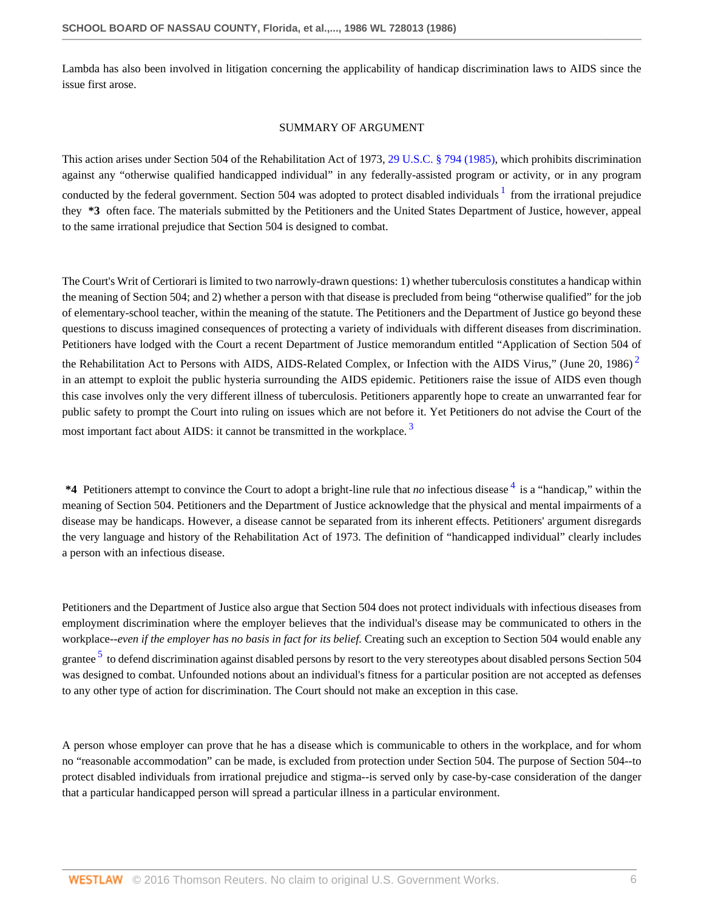Lambda has also been involved in litigation concerning the applicability of handicap discrimination laws to AIDS since the issue first arose.

## SUMMARY OF ARGUMENT

This action arises under Section 504 of the Rehabilitation Act of 1973, 29 U.S.C. § 794 (1985), which prohibits discrimination against any "otherwise qualified handicapped individual" in any federally-assisted program or activity, or in any program conducted by the federal government. Section 504 was adopted to protect disabled individuals [1] from the irrational prejudice they **\*3** often face. The materials submitted by the Petitioners and the United States Department of Justice, however, appeal to the same irrational prejudice that Section 504 is designed to combat.

The Court's Writ of Certiorari is limited to two narrowly-drawn questions: 1) whether tuberculosis constitutes a handicap within the meaning of Section 504; and 2) whether a person with that disease is precluded from being "otherwise qualified" for the job of elementary-school teacher, within the meaning of the statute. The Petitioners and the Department of Justice go beyond these questions to discuss imagined consequences of protecting a variety of individuals with different diseases from discrimination. Petitioners have lodged with the Court a recent Department of Justice memorandum entitled "Application of Section 504 of the Rehabilitation Act to Persons with AIDS, AIDS-Related Complex, or Infection with the AIDS Virus," (June 20, 1986) [2] in an attempt to exploit the public hysteria surrounding the AIDS epidemic. Petitioners raise the issue of AIDS even though this case involves only the very different illness of tuberculosis. Petitioners apparently hope to create an unwarranted fear for public safety to prompt the Court into ruling on issues which are not before it. Yet Petitioners do not advise the Court of the most important fact about AIDS: it cannot be transmitted in the workplace. [3]

**\*4** Petitioners attempt to convince the Court to adopt a bright-line rule that *no* infectious disease [4] is a "handicap," within the meaning of Section 504. Petitioners and the Department of Justice acknowledge that the physical and mental impairments of a disease may be handicaps. However, a disease cannot be separated from its inherent effects. Petitioners' argument disregards the very language and history of the Rehabilitation Act of 1973. The definition of "handicapped individual" clearly includes a person with an infectious disease.

Petitioners and the Department of Justice also argue that Section 504 does not protect individuals with infectious diseases from employment discrimination where the employer believes that the individual's disease may be communicated to others in the workplace--*even if the employer has no basis in fact for its belief.* Creating such an exception to Section 504 would enable any grantee [5] to defend discrimination against disabled persons by resort to the very stereotypes about disabled persons Section 504 was designed to combat. Unfounded notions about an individual's fitness for a particular position are not accepted as defenses to any other type of action for discrimination. The Court should not make an exception in this case.

A person whose employer can prove that he has a disease which is communicable to others in the workplace, and for whom no "reasonable accommodation" can be made, is excluded from protection under Section 504. The purpose of Section 504--to protect disabled individuals from irrational prejudice and stigma--is served only by case-by-case consideration of the danger that a particular handicapped person will spread a particular illness in a particular environment.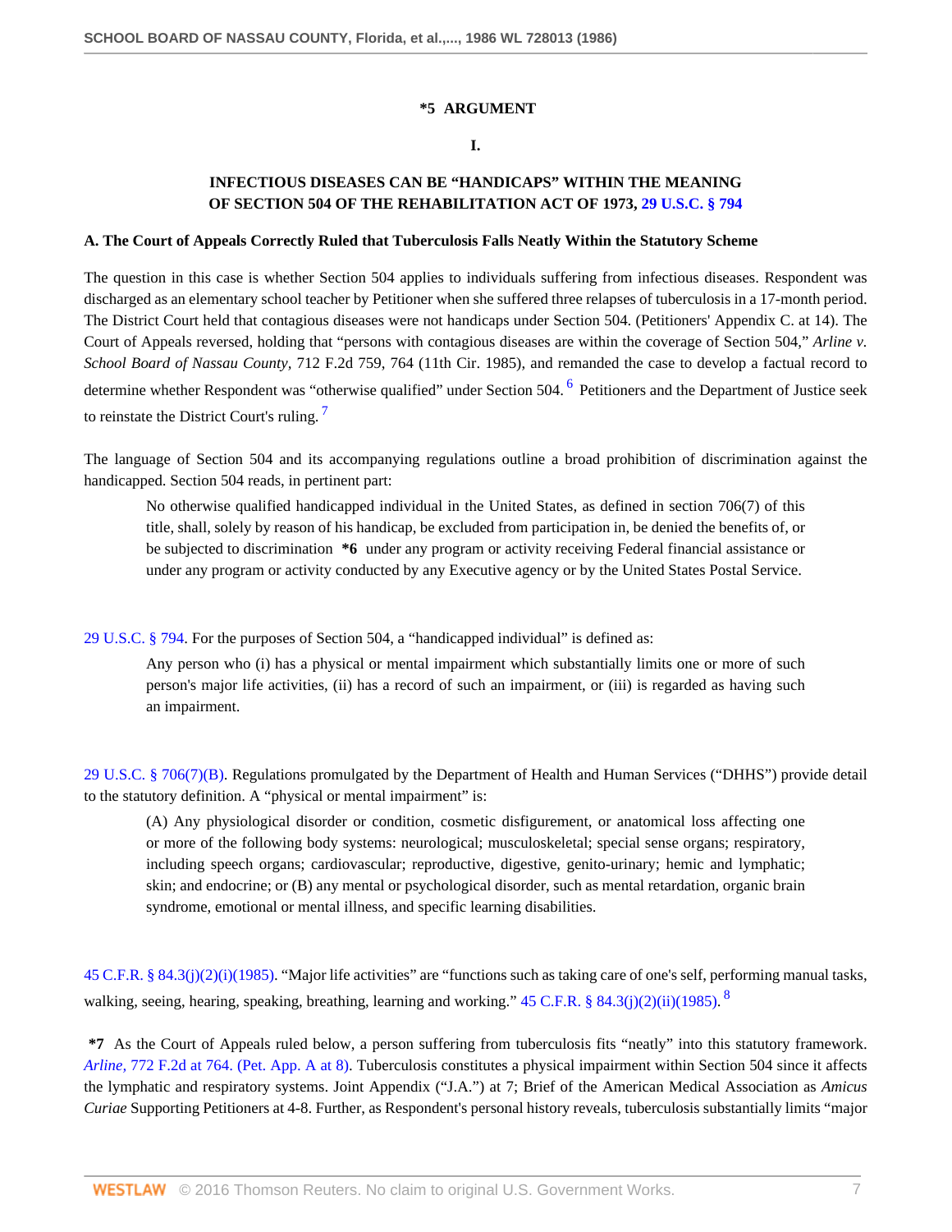**\*5 ARGUMENT**

**I.**

## INFECTIOUS DISEASES CAN BE "HANDICAPS" WITHIN THE MEANING OF SECTION 504 OF THE REHABILITATION ACT OF 1973, 29 U.S.C. § 794

### A. The Court of Appeals Correctly Ruled that Tuberculosis Falls Neatly Within the Statutory Scheme

The question in this case is whether Section 504 applies to individuals suffering from infectious diseases. Respondent was discharged as an elementary school teacher by Petitioner when she suffered three relapses of tuberculosis in a 17-month period. The District Court held that contagious diseases were not handicaps under Section 504. (Petitioners' Appendix C. at 14). The Court of Appeals reversed, holding that "persons with contagious diseases are within the coverage of Section 504," *Arline v. School Board of Nassau County,* 712 F.2d 759, 764 (11th Cir. 1985), and remanded the case to develop a factual record to determine whether Respondent was "otherwise qualified" under Section 504. [6] Petitioners and the Department of Justice seek to reinstate the District Court's ruling. [7]

The language of Section 504 and its accompanying regulations outline a broad prohibition of discrimination against the handicapped. Section 504 reads, in pertinent part:

> No otherwise qualified handicapped individual in the United States, as defined in section 706(7) of this title, shall, solely by reason of his handicap, be excluded from participation in, be denied the benefits of, or be subjected to discrimination **\*6** under any program or activity receiving Federal financial assistance or under any program or activity conducted by any Executive agency or by the United States Postal Service.

29 U.S.C. § 794. For the purposes of Section 504, a "handicapped individual" is defined as:

> Any person who (i) has a physical or mental impairment which substantially limits one or more of such person's major life activities, (ii) has a record of such an impairment, or (iii) is regarded as having such an impairment.

29 U.S.C. § 706(7)(B). Regulations promulgated by the Department of Health and Human Services ("DHHS") provide detail to the statutory definition. A "physical or mental impairment" is:

> (A) Any physiological disorder or condition, cosmetic disfigurement, or anatomical loss affecting one or more of the following body systems: neurological; musculoskeletal; special sense organs; respiratory, including speech organs; cardiovascular; reproductive, digestive, genito-urinary; hemic and lymphatic; skin; and endocrine; or (B) any mental or psychological disorder, such as mental retardation, organic brain syndrome, emotional or mental illness, and specific learning disabilities.

45 C.F.R. § 84.3(j)(2)(i)(1985). "Major life activities" are "functions such as taking care of one's self, performing manual tasks, walking, seeing, hearing, speaking, breathing, learning and working." 45 C.F.R. § 84.3(j)(2)(ii)(1985). [8]

**\*7** As the Court of Appeals ruled below, a person suffering from tuberculosis fits "neatly" into this statutory framework. *Arline,* 772 F.2d at 764. (Pet. App. A at 8). Tuberculosis constitutes a physical impairment within Section 504 since it affects the lymphatic and respiratory systems. Joint Appendix ("J.A.") at 7; Brief of the American Medical Association as *Amicus Curiae* Supporting Petitioners at 4-8. Further, as Respondent's personal history reveals, tuberculosis substantially limits "major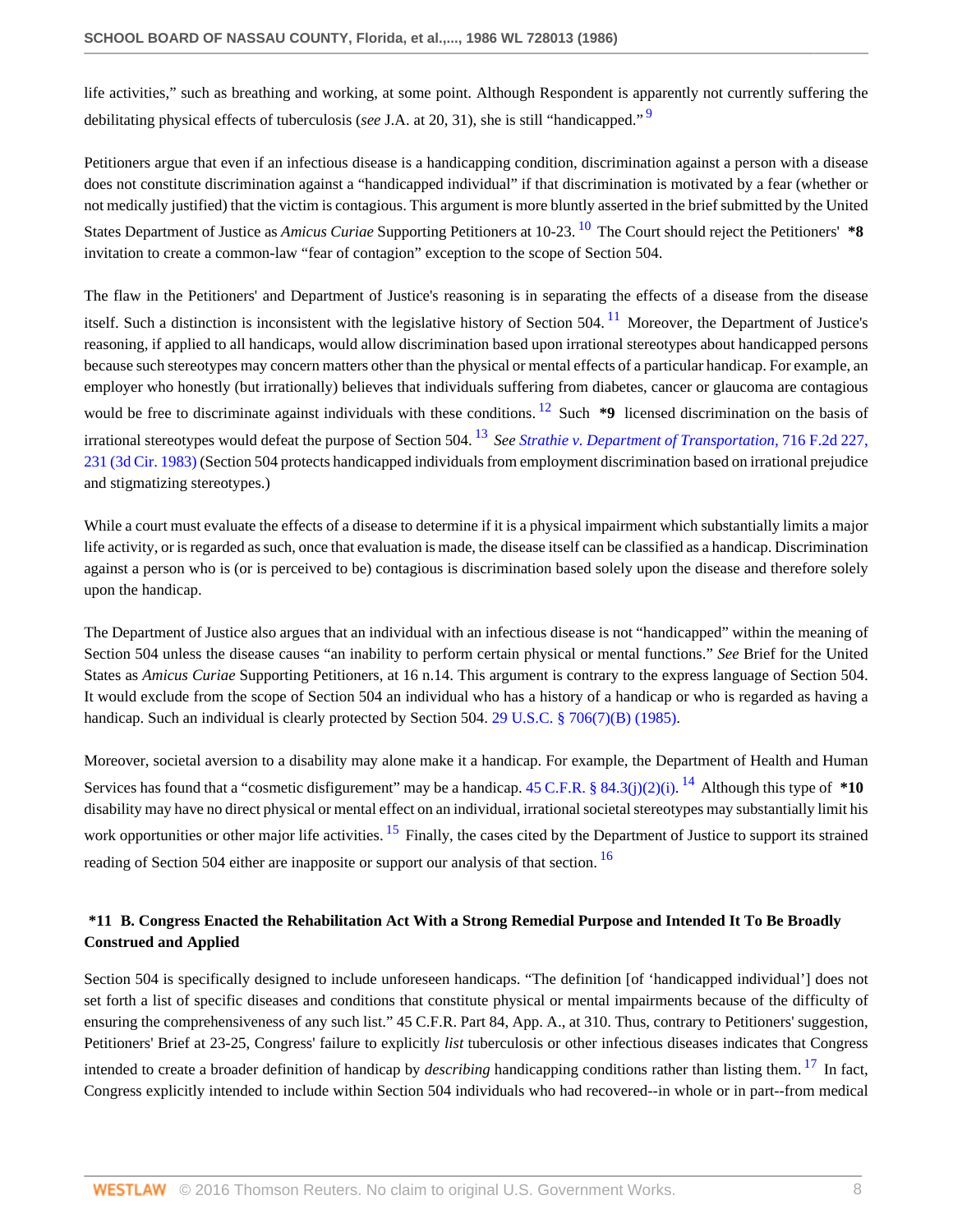life activities," such as breathing and working, at some point. Although Respondent is apparently not currently suffering the debilitating physical effects of tuberculosis (*see* J.A. at 20, 31), she is still "handicapped." [9]

Petitioners argue that even if an infectious disease is a handicapping condition, discrimination against a person with a disease does not constitute discrimination against a "handicapped individual" if that discrimination is motivated by a fear (whether or not medically justified) that the victim is contagious. This argument is more bluntly asserted in the brief submitted by the United States Department of Justice as *Amicus Curiae* Supporting Petitioners at 10-23. [10] The Court should reject the Petitioners' **\*8** invitation to create a common-law "fear of contagion" exception to the scope of Section 504.

The flaw in the Petitioners' and Department of Justice's reasoning is in separating the effects of a disease from the disease itself. Such a distinction is inconsistent with the legislative history of Section 504. [11] Moreover, the Department of Justice's reasoning, if applied to all handicaps, would allow discrimination based upon irrational stereotypes about handicapped persons because such stereotypes may concern matters other than the physical or mental effects of a particular handicap. For example, an employer who honestly (but irrationally) believes that individuals suffering from diabetes, cancer or glaucoma are contagious would be free to discriminate against individuals with these conditions. [12] Such **\*9** licensed discrimination on the basis of irrational stereotypes would defeat the purpose of Section 504. [13] *See Strathie v. Department of Transportation,* 716 F.2d 227, 231 (3d Cir. 1983) (Section 504 protects handicapped individuals from employment discrimination based on irrational prejudice and stigmatizing stereotypes.)

While a court must evaluate the effects of a disease to determine if it is a physical impairment which substantially limits a major life activity, or is regarded as such, once that evaluation is made, the disease itself can be classified as a handicap. Discrimination against a person who is (or is perceived to be) contagious is discrimination based solely upon the disease and therefore solely upon the handicap.

The Department of Justice also argues that an individual with an infectious disease is not "handicapped" within the meaning of Section 504 unless the disease causes "an inability to perform certain physical or mental functions." *See* Brief for the United States as *Amicus Curiae* Supporting Petitioners, at 16 n.14. This argument is contrary to the express language of Section 504. It would exclude from the scope of Section 504 an individual who has a history of a handicap or who is regarded as having a handicap. Such an individual is clearly protected by Section 504. 29 U.S.C. § 706(7)(B) (1985).

Moreover, societal aversion to a disability may alone make it a handicap. For example, the Department of Health and Human Services has found that a "cosmetic disfigurement" may be a handicap. 45 C.F.R. § 84.3(j)(2)(i). [14] Although this type of **\*10** disability may have no direct physical or mental effect on an individual, irrational societal stereotypes may substantially limit his work opportunities or other major life activities. [15] Finally, the cases cited by the Department of Justice to support its strained reading of Section 504 either are inapposite or support our analysis of that section. [16]

### \*11 B. Congress Enacted the Rehabilitation Act With a Strong Remedial Purpose and Intended It To Be Broadly Construed and Applied

Section 504 is specifically designed to include unforeseen handicaps. "The definition [of 'handicapped individual'] does not set forth a list of specific diseases and conditions that constitute physical or mental impairments because of the difficulty of ensuring the comprehensiveness of any such list." 45 C.F.R. Part 84, App. A., at 310. Thus, contrary to Petitioners' suggestion, Petitioners' Brief at 23-25, Congress' failure to explicitly *list* tuberculosis or other infectious diseases indicates that Congress intended to create a broader definition of handicap by *describing* handicapping conditions rather than listing them. [17] In fact, Congress explicitly intended to include within Section 504 individuals who had recovered--in whole or in part--from medical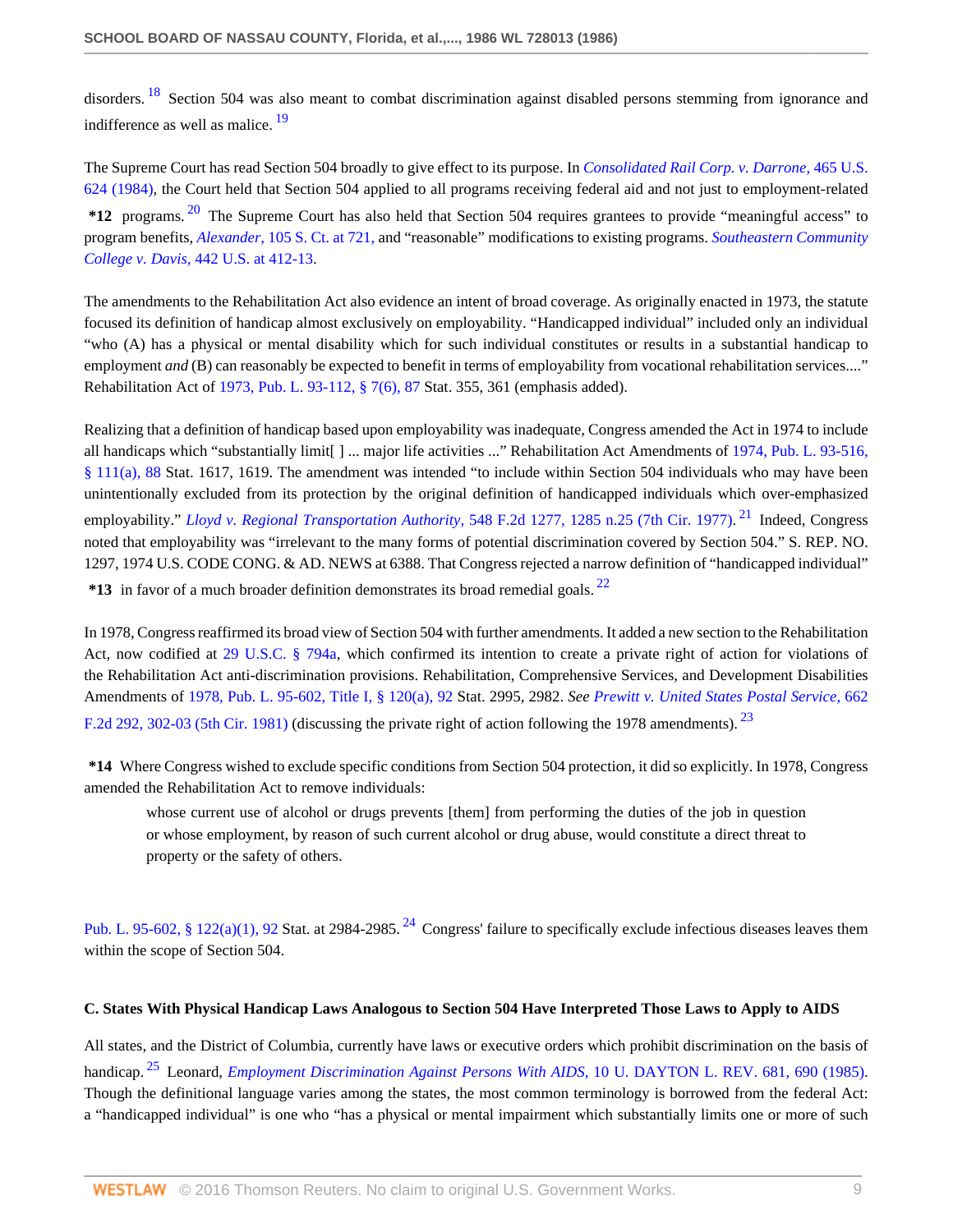disorders. [18] Section 504 was also meant to combat discrimination against disabled persons stemming from ignorance and indifference as well as malice. [19]

The Supreme Court has read Section 504 broadly to give effect to its purpose. In *Consolidated Rail Corp. v. Darrone,* 465 U.S. 624 (1984), the Court held that Section 504 applied to all programs receiving federal aid and not just to employment-related **\*12** programs. [20] The Supreme Court has also held that Section 504 requires grantees to provide "meaningful access" to program benefits, *Alexander,* 105 S. Ct. at 721, and "reasonable" modifications to existing programs. *Southeastern Community College v. Davis,* 442 U.S. at 412-13.

The amendments to the Rehabilitation Act also evidence an intent of broad coverage. As originally enacted in 1973, the statute focused its definition of handicap almost exclusively on employability. "Handicapped individual" included only an individual "who (A) has a physical or mental disability which for such individual constitutes or results in a substantial handicap to employment *and* (B) can reasonably be expected to benefit in terms of employability from vocational rehabilitation services...." Rehabilitation Act of 1973, Pub. L. 93-112, § 7(6), 87 Stat. 355, 361 (emphasis added).

Realizing that a definition of handicap based upon employability was inadequate, Congress amended the Act in 1974 to include all handicaps which "substantially limit[ ] ... major life activities ..." Rehabilitation Act Amendments of 1974, Pub. L. 93-516, § 111(a), 88 Stat. 1617, 1619. The amendment was intended "to include within Section 504 individuals who may have been unintentionally excluded from its protection by the original definition of handicapped individuals which over-emphasized employability." *Lloyd v. Regional Transportation Authority,* 548 F.2d 1277, 1285 n.25 (7th Cir. 1977). [21] Indeed, Congress noted that employability was "irrelevant to the many forms of potential discrimination covered by Section 504." S. REP. NO. 1297, 1974 U.S. CODE CONG. & AD. NEWS at 6388. That Congress rejected a narrow definition of "handicapped individual" **\*13** in favor of a much broader definition demonstrates its broad remedial goals. [22]

In 1978, Congress reaffirmed its broad view of Section 504 with further amendments. It added a new section to the Rehabilitation Act, now codified at 29 U.S.C. § 794a, which confirmed its intention to create a private right of action for violations of the Rehabilitation Act anti-discrimination provisions. Rehabilitation, Comprehensive Services, and Development Disabilities Amendments of 1978, Pub. L. 95-602, Title I, § 120(a), 92 Stat. 2995, 2982. *See Prewitt v. United States Postal Service,* 662 F.2d 292, 302-03 (5th Cir. 1981) (discussing the private right of action following the 1978 amendments). [23]

**\*14** Where Congress wished to exclude specific conditions from Section 504 protection, it did so explicitly. In 1978, Congress amended the Rehabilitation Act to remove individuals:

> whose current use of alcohol or drugs prevents [them] from performing the duties of the job in question or whose employment, by reason of such current alcohol or drug abuse, would constitute a direct threat to property or the safety of others.

Pub. L. 95-602, § 122(a)(1), 92 Stat. at 2984-2985. [24] Congress' failure to specifically exclude infectious diseases leaves them within the scope of Section 504.

### C. States With Physical Handicap Laws Analogous to Section 504 Have Interpreted Those Laws to Apply to AIDS

All states, and the District of Columbia, currently have laws or executive orders which prohibit discrimination on the basis of handicap. [25] Leonard, *Employment Discrimination Against Persons With AIDS,* 10 U. DAYTON L. REV. 681, 690 (1985). Though the definitional language varies among the states, the most common terminology is borrowed from the federal Act: a "handicapped individual" is one who "has a physical or mental impairment which substantially limits one or more of such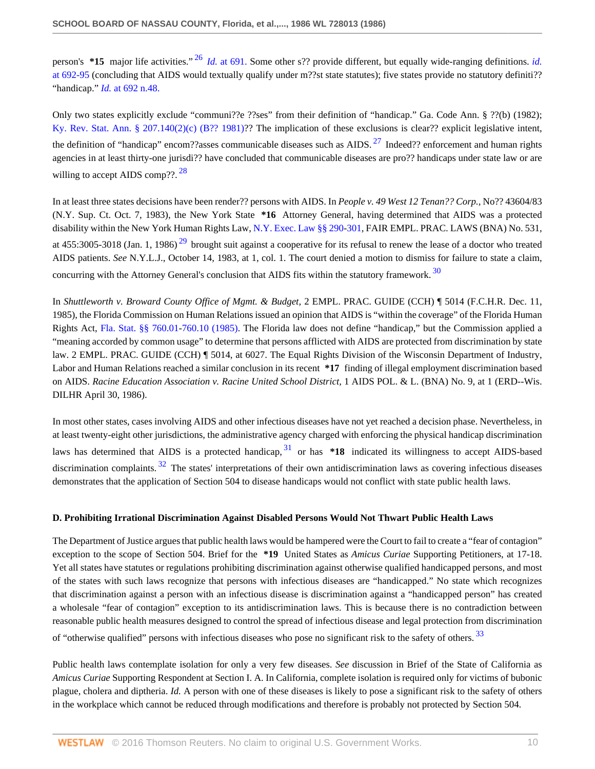person's **\*15** major life activities."[26] *Id.* at 691. Some other s?? provide different, but equally wide-ranging definitions. *id.* at 692-95 (concluding that AIDS would textually qualify under m??st state statutes); five states provide no statutory definiti?? "handicap." *Id.* at 692 n.48.

Only two states explicitly exclude "communi??e ??ses" from their definition of "handicap." Ga. Code Ann. § ??(b) (1982); Ky. Rev. Stat. Ann. § 207.140(2)(c) (B?? 1981)?? The implication of these exclusions is clear?? explicit legislative intent, the definition of "handicap" encom??asses communicable diseases such as AIDS.[27] Indeed?? enforcement and human rights agencies in at least thirty-one jurisdi?? have concluded that communicable diseases are pro?? handicaps under state law or are willing to accept AIDS comp??.[28]

In at least three states decisions have been render?? persons with AIDS. In *People v. 49 West 12 Tenan?? Corp.*, No?? 43604/83 (N.Y. Sup. Ct. Oct. 7, 1983), the New York State **\*16** Attorney General, having determined that AIDS was a protected disability within the New York Human Rights Law, N.Y. Exec. Law §§ 290-301, FAIR EMPL. PRAC. LAWS (BNA) No. 531, at 455:3005-3018 (Jan. 1, 1986)[29] brought suit against a cooperative for its refusal to renew the lease of a doctor who treated AIDS patients. *See* N.Y.L.J., October 14, 1983, at 1, col. 1. The court denied a motion to dismiss for failure to state a claim, concurring with the Attorney General's conclusion that AIDS fits within the statutory framework.[30]

In *Shuttleworth v. Broward County Office of Mgmt. & Budget*, 2 EMPL. PRAC. GUIDE (CCH) ¶ 5014 (F.C.H.R. Dec. 11, 1985), the Florida Commission on Human Relations issued an opinion that AIDS is "within the coverage" of the Florida Human Rights Act, Fla. Stat. §§ 760.01-760.10 (1985). The Florida law does not define "handicap," but the Commission applied a "meaning accorded by common usage" to determine that persons afflicted with AIDS are protected from discrimination by state law. 2 EMPL. PRAC. GUIDE (CCH) ¶ 5014, at 6027. The Equal Rights Division of the Wisconsin Department of Industry, Labor and Human Relations reached a similar conclusion in its recent **\*17** finding of illegal employment discrimination based on AIDS. *Racine Education Association v. Racine United School District,* 1 AIDS POL. & L. (BNA) No. 9, at 1 (ERD--Wis. DILHR April 30, 1986).

In most other states, cases involving AIDS and other infectious diseases have not yet reached a decision phase. Nevertheless, in at least twenty-eight other jurisdictions, the administrative agency charged with enforcing the physical handicap discrimination laws has determined that AIDS is a protected handicap,[31] or has **\*18** indicated its willingness to accept AIDS-based discrimination complaints.[32] The states' interpretations of their own antidiscrimination laws as covering infectious diseases demonstrates that the application of Section 504 to disease handicaps would not conflict with state public health laws.

### D. Prohibiting Irrational Discrimination Against Disabled Persons Would Not Thwart Public Health Laws

The Department of Justice argues that public health laws would be hampered were the Court to fail to create a "fear of contagion" exception to the scope of Section 504. Brief for the **\*19** United States as *Amicus Curiae* Supporting Petitioners, at 17-18. Yet all states have statutes or regulations prohibiting discrimination against otherwise qualified handicapped persons, and most of the states with such laws recognize that persons with infectious diseases are "handicapped." No state which recognizes that discrimination against a person with an infectious disease is discrimination against a "handicapped person" has created a wholesale "fear of contagion" exception to its antidiscrimination laws. This is because there is no contradiction between reasonable public health measures designed to control the spread of infectious disease and legal protection from discrimination of "otherwise qualified" persons with infectious diseases who pose no significant risk to the safety of others.[33]

Public health laws contemplate isolation for only a very few diseases. *See* discussion in Brief of the State of California as *Amicus Curiae* Supporting Respondent at Section I. A. In California, complete isolation is required only for victims of bubonic plague, cholera and diptheria. *Id.* A person with one of these diseases is likely to pose a significant risk to the safety of others in the workplace which cannot be reduced through modifications and therefore is probably not protected by Section 504.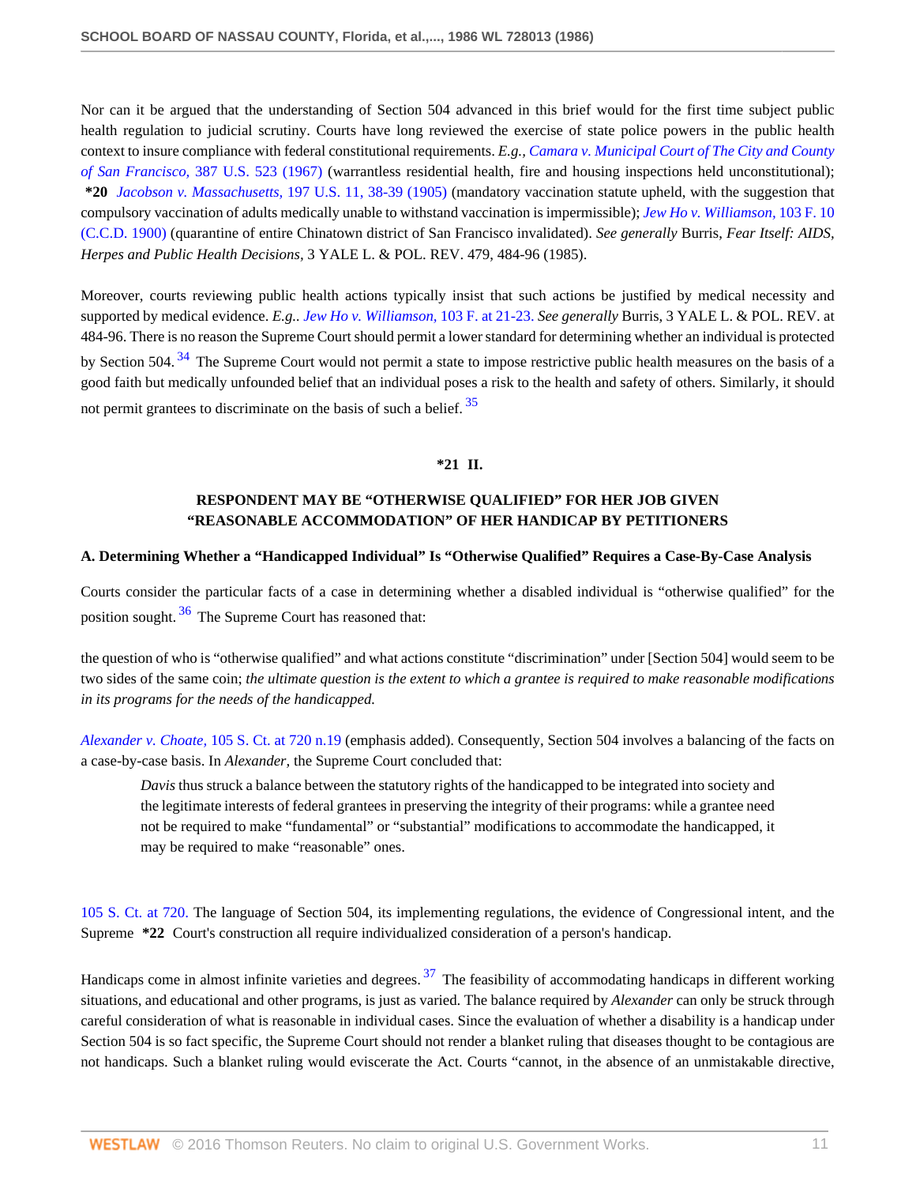Nor can it be argued that the understanding of Section 504 advanced in this brief would for the first time subject public health regulation to judicial scrutiny. Courts have long reviewed the exercise of state police powers in the public health context to insure compliance with federal constitutional requirements. *E.g., Camara v. Municipal Court of The City and County of San Francisco,* 387 U.S. 523 (1967) (warrantless residential health, fire and housing inspections held unconstitutional); **\*20** *Jacobson v. Massachusetts,* 197 U.S. 11, 38-39 (1905) (mandatory vaccination statute upheld, with the suggestion that compulsory vaccination of adults medically unable to withstand vaccination is impermissible); *Jew Ho v. Williamson,* 103 F. 10 (C.C.D. 1900) (quarantine of entire Chinatown district of San Francisco invalidated). *See generally* Burris, *Fear Itself: AIDS, Herpes and Public Health Decisions,* 3 YALE L. & POL. REV. 479, 484-96 (1985).

Moreover, courts reviewing public health actions typically insist that such actions be justified by medical necessity and supported by medical evidence. *E.g.. Jew Ho v. Williamson,* 103 F. at 21-23. *See generally* Burris, 3 YALE L. & POL. REV. at 484-96. There is no reason the Supreme Court should permit a lower standard for determining whether an individual is protected by Section 504. [34] The Supreme Court would not permit a state to impose restrictive public health measures on the basis of a good faith but medically unfounded belief that an individual poses a risk to the health and safety of others. Similarly, it should not permit grantees to discriminate on the basis of such a belief. [35]

**\*21 II.**

## RESPONDENT MAY BE "OTHERWISE QUALIFIED" FOR HER JOB GIVEN "REASONABLE ACCOMMODATION" OF HER HANDICAP BY PETITIONERS

### A. Determining Whether a "Handicapped Individual" Is "Otherwise Qualified" Requires a Case-By-Case Analysis

Courts consider the particular facts of a case in determining whether a disabled individual is "otherwise qualified" for the position sought. [36] The Supreme Court has reasoned that:

the question of who is "otherwise qualified" and what actions constitute "discrimination" under [Section 504] would seem to be two sides of the same coin; *the ultimate question is the extent to which a grantee is required to make reasonable modifications in its programs for the needs of the handicapped.*

*Alexander v. Choate,* 105 S. Ct. at 720 n.19 (emphasis added). Consequently, Section 504 involves a balancing of the facts on a case-by-case basis. In *Alexander,* the Supreme Court concluded that:

> *Davis* thus struck a balance between the statutory rights of the handicapped to be integrated into society and the legitimate interests of federal grantees in preserving the integrity of their programs: while a grantee need not be required to make "fundamental" or "substantial" modifications to accommodate the handicapped, it may be required to make "reasonable" ones.

105 S. Ct. at 720. The language of Section 504, its implementing regulations, the evidence of Congressional intent, and the Supreme **\*22** Court's construction all require individualized consideration of a person's handicap.

Handicaps come in almost infinite varieties and degrees. [37] The feasibility of accommodating handicaps in different working situations, and educational and other programs, is just as varied. The balance required by *Alexander* can only be struck through careful consideration of what is reasonable in individual cases. Since the evaluation of whether a disability is a handicap under Section 504 is so fact specific, the Supreme Court should not render a blanket ruling that diseases thought to be contagious are not handicaps. Such a blanket ruling would eviscerate the Act. Courts "cannot, in the absence of an unmistakable directive,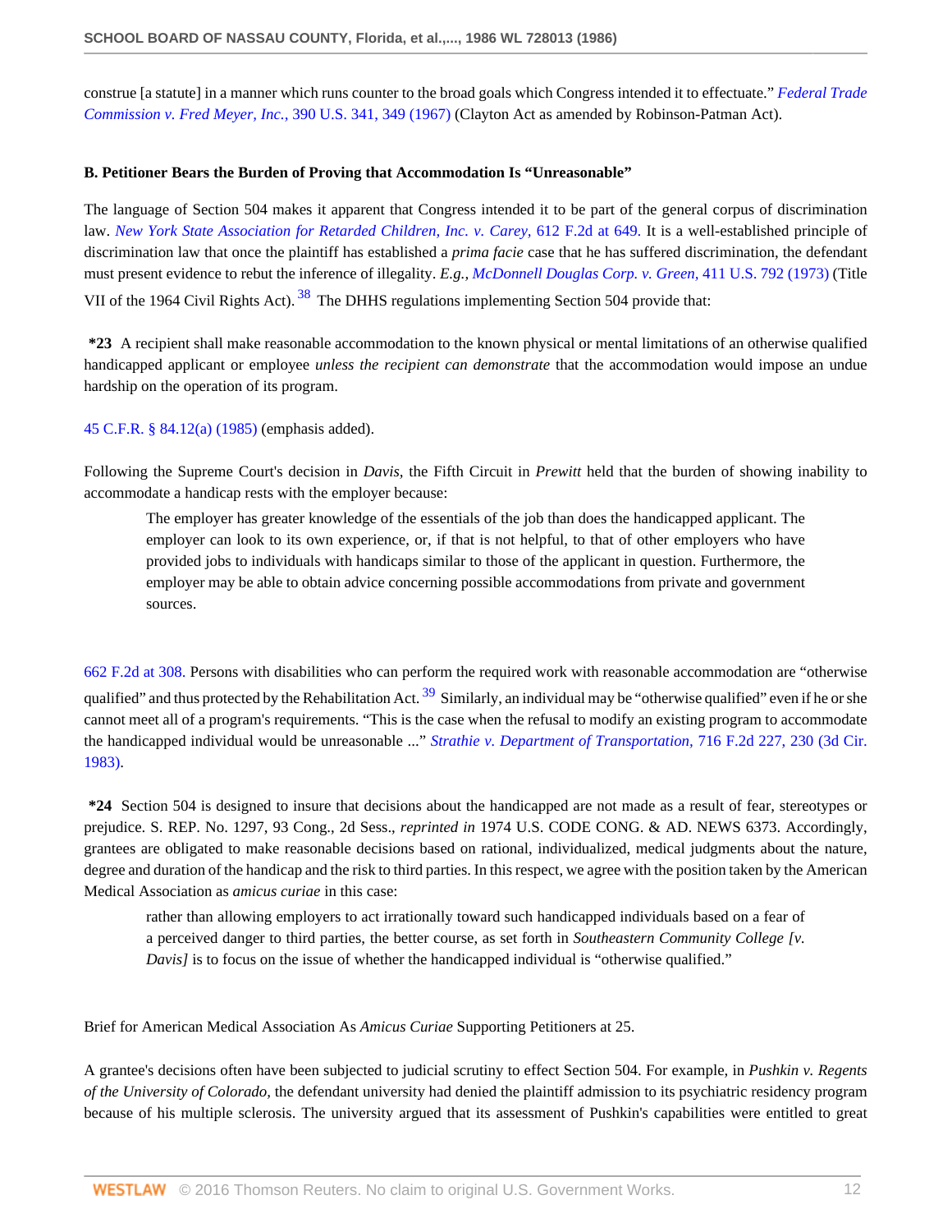construe [a statute] in a manner which runs counter to the broad goals which Congress intended it to effectuate." *Federal Trade Commission v. Fred Meyer, Inc.,* 390 U.S. 341, 349 (1967) (Clayton Act as amended by Robinson-Patman Act).

**B. Petitioner Bears the Burden of Proving that Accommodation Is "Unreasonable"**

The language of Section 504 makes it apparent that Congress intended it to be part of the general corpus of discrimination law. *New York State Association for Retarded Children, Inc. v. Carey,* 612 F.2d at 649. It is a well-established principle of discrimination law that once the plaintiff has established a *prima facie* case that he has suffered discrimination, the defendant must present evidence to rebut the inference of illegality. *E.g., McDonnell Douglas Corp. v. Green,* 411 U.S. 792 (1973) (Title VII of the 1964 Civil Rights Act).[38] The DHHS regulations implementing Section 504 provide that:

**\*23** A recipient shall make reasonable accommodation to the known physical or mental limitations of an otherwise qualified handicapped applicant or employee *unless the recipient can demonstrate* that the accommodation would impose an undue hardship on the operation of its program.

45 C.F.R. § 84.12(a) (1985) (emphasis added).

Following the Supreme Court's decision in *Davis,* the Fifth Circuit in *Prewitt* held that the burden of showing inability to accommodate a handicap rests with the employer because:

> The employer has greater knowledge of the essentials of the job than does the handicapped applicant. The employer can look to its own experience, or, if that is not helpful, to that of other employers who have provided jobs to individuals with handicaps similar to those of the applicant in question. Furthermore, the employer may be able to obtain advice concerning possible accommodations from private and government sources.

662 F.2d at 308. Persons with disabilities who can perform the required work with reasonable accommodation are "otherwise qualified" and thus protected by the Rehabilitation Act.[39] Similarly, an individual may be "otherwise qualified" even if he or she cannot meet all of a program's requirements. "This is the case when the refusal to modify an existing program to accommodate the handicapped individual would be unreasonable ..." *Strathie v. Department of Transportation,* 716 F.2d 227, 230 (3d Cir. 1983).

**\*24** Section 504 is designed to insure that decisions about the handicapped are not made as a result of fear, stereotypes or prejudice. S. REP. No. 1297, 93 Cong., 2d Sess., *reprinted in* 1974 U.S. CODE CONG. & AD. NEWS 6373. Accordingly, grantees are obligated to make reasonable decisions based on rational, individualized, medical judgments about the nature, degree and duration of the handicap and the risk to third parties. In this respect, we agree with the position taken by the American Medical Association as *amicus curiae* in this case:

> rather than allowing employers to act irrationally toward such handicapped individuals based on a fear of a perceived danger to third parties, the better course, as set forth in *Southeastern Community College [v. Davis]* is to focus on the issue of whether the handicapped individual is "otherwise qualified."

Brief for American Medical Association As *Amicus Curiae* Supporting Petitioners at 25.

A grantee's decisions often have been subjected to judicial scrutiny to effect Section 504. For example, in *Pushkin v. Regents of the University of Colorado,* the defendant university had denied the plaintiff admission to its psychiatric residency program because of his multiple sclerosis. The university argued that its assessment of Pushkin's capabilities were entitled to great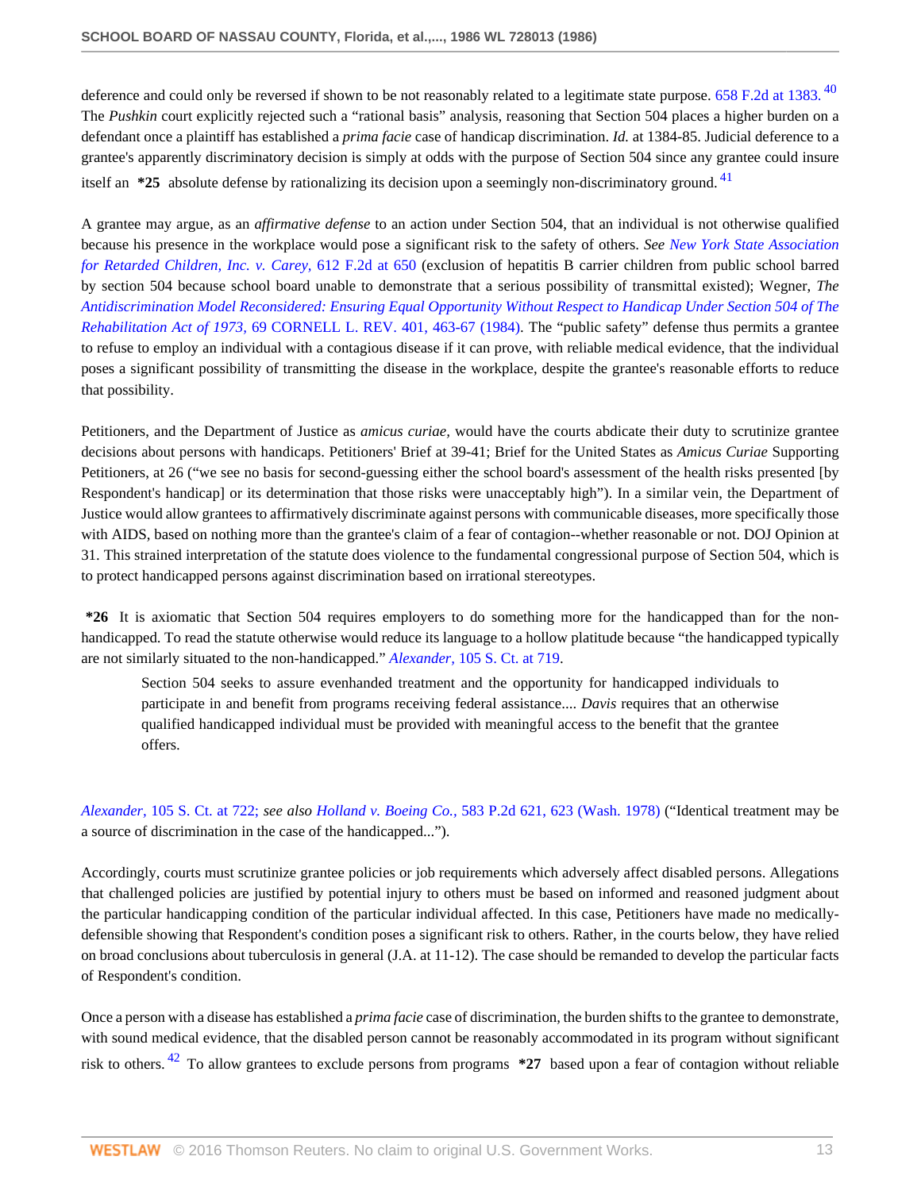deference and could only be reversed if shown to be not reasonably related to a legitimate state purpose. 658 F.2d at 1383. [40] The *Pushkin* court explicitly rejected such a "rational basis" analysis, reasoning that Section 504 places a higher burden on a defendant once a plaintiff has established a *prima facie* case of handicap discrimination. *Id.* at 1384-85. Judicial deference to a grantee's apparently discriminatory decision is simply at odds with the purpose of Section 504 since any grantee could insure itself an **\*25** absolute defense by rationalizing its decision upon a seemingly non-discriminatory ground. [41]

A grantee may argue, as an *affirmative defense* to an action under Section 504, that an individual is not otherwise qualified because his presence in the workplace would pose a significant risk to the safety of others. *See New York State Association for Retarded Children, Inc. v. Carey,* 612 F.2d at 650 (exclusion of hepatitis B carrier children from public school barred by section 504 because school board unable to demonstrate that a serious possibility of transmittal existed); Wegner, *The Antidiscrimination Model Reconsidered: Ensuring Equal Opportunity Without Respect to Handicap Under Section 504 of The Rehabilitation Act of 1973,* 69 CORNELL L. REV. 401, 463-67 (1984). The "public safety" defense thus permits a grantee to refuse to employ an individual with a contagious disease if it can prove, with reliable medical evidence, that the individual poses a significant possibility of transmitting the disease in the workplace, despite the grantee's reasonable efforts to reduce that possibility.

Petitioners, and the Department of Justice as *amicus curiae,* would have the courts abdicate their duty to scrutinize grantee decisions about persons with handicaps. Petitioners' Brief at 39-41; Brief for the United States as *Amicus Curiae* Supporting Petitioners, at 26 ("we see no basis for second-guessing either the school board's assessment of the health risks presented [by Respondent's handicap] or its determination that those risks were unacceptably high"). In a similar vein, the Department of Justice would allow grantees to affirmatively discriminate against persons with communicable diseases, more specifically those with AIDS, based on nothing more than the grantee's claim of a fear of contagion--whether reasonable or not. DOJ Opinion at 31. This strained interpretation of the statute does violence to the fundamental congressional purpose of Section 504, which is to protect handicapped persons against discrimination based on irrational stereotypes.

**\*26** It is axiomatic that Section 504 requires employers to do something more for the handicapped than for the non-handicapped. To read the statute otherwise would reduce its language to a hollow platitude because "the handicapped typically are not similarly situated to the non-handicapped." *Alexander,* 105 S. Ct. at 719.

> Section 504 seeks to assure evenhanded treatment and the opportunity for handicapped individuals to participate in and benefit from programs receiving federal assistance.... *Davis* requires that an otherwise qualified handicapped individual must be provided with meaningful access to the benefit that the grantee offers.

*Alexander,* 105 S. Ct. at 722; *see also Holland v. Boeing Co.,* 583 P.2d 621, 623 (Wash. 1978) ("Identical treatment may be a source of discrimination in the case of the handicapped...").

Accordingly, courts must scrutinize grantee policies or job requirements which adversely affect disabled persons. Allegations that challenged policies are justified by potential injury to others must be based on informed and reasoned judgment about the particular handicapping condition of the particular individual affected. In this case, Petitioners have made no medically-defensible showing that Respondent's condition poses a significant risk to others. Rather, in the courts below, they have relied on broad conclusions about tuberculosis in general (J.A. at 11-12). The case should be remanded to develop the particular facts of Respondent's condition.

Once a person with a disease has established a *prima facie* case of discrimination, the burden shifts to the grantee to demonstrate, with sound medical evidence, that the disabled person cannot be reasonably accommodated in its program without significant risk to others. [42] To allow grantees to exclude persons from programs **\*27** based upon a fear of contagion without reliable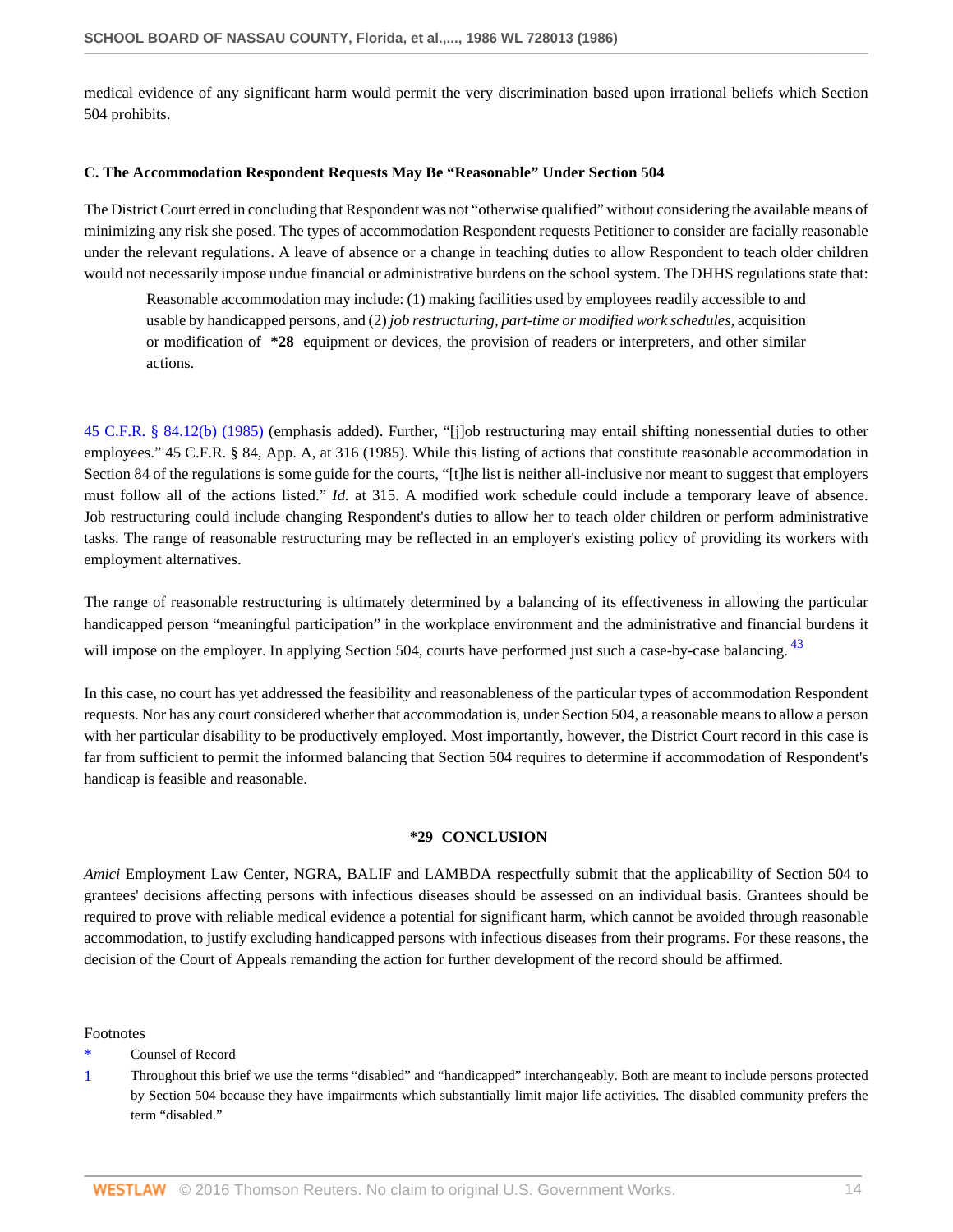medical evidence of any significant harm would permit the very discrimination based upon irrational beliefs which Section 504 prohibits.

### C. The Accommodation Respondent Requests May Be "Reasonable" Under Section 504

The District Court erred in concluding that Respondent was not "otherwise qualified" without considering the available means of minimizing any risk she posed. The types of accommodation Respondent requests Petitioner to consider are facially reasonable under the relevant regulations. A leave of absence or a change in teaching duties to allow Respondent to teach older children would not necessarily impose undue financial or administrative burdens on the school system. The DHHS regulations state that:

> Reasonable accommodation may include: (1) making facilities used by employees readily accessible to and usable by handicapped persons, and (2) *job restructuring, part-time or modified work schedules,* acquisition or modification of **\*28** equipment or devices, the provision of readers or interpreters, and other similar actions.

45 C.F.R. § 84.12(b) (1985) (emphasis added). Further, "[j]ob restructuring may entail shifting nonessential duties to other employees." 45 C.F.R. § 84, App. A, at 316 (1985). While this listing of actions that constitute reasonable accommodation in Section 84 of the regulations is some guide for the courts, "[t]he list is neither all-inclusive nor meant to suggest that employers must follow all of the actions listed." *Id.* at 315. A modified work schedule could include a temporary leave of absence. Job restructuring could include changing Respondent's duties to allow her to teach older children or perform administrative tasks. The range of reasonable restructuring may be reflected in an employer's existing policy of providing its workers with employment alternatives.

The range of reasonable restructuring is ultimately determined by a balancing of its effectiveness in allowing the particular handicapped person "meaningful participation" in the workplace environment and the administrative and financial burdens it will impose on the employer. In applying Section 504, courts have performed just such a case-by-case balancing.[43]

In this case, no court has yet addressed the feasibility and reasonableness of the particular types of accommodation Respondent requests. Nor has any court considered whether that accommodation is, under Section 504, a reasonable means to allow a person with her particular disability to be productively employed. Most importantly, however, the District Court record in this case is far from sufficient to permit the informed balancing that Section 504 requires to determine if accommodation of Respondent's handicap is feasible and reasonable.

## \*29 CONCLUSION

*Amici* Employment Law Center, NGRA, BALIF and LAMBDA respectfully submit that the applicability of Section 504 to grantees' decisions affecting persons with infectious diseases should be assessed on an individual basis. Grantees should be required to prove with reliable medical evidence a potential for significant harm, which cannot be avoided through reasonable accommodation, to justify excluding handicapped persons with infectious diseases from their programs. For these reasons, the decision of the Court of Appeals remanding the action for further development of the record should be affirmed.

Footnotes

\* Counsel of Record

1 Throughout this brief we use the terms "disabled" and "handicapped" interchangeably. Both are meant to include persons protected by Section 504 because they have impairments which substantially limit major life activities. The disabled community prefers the term "disabled."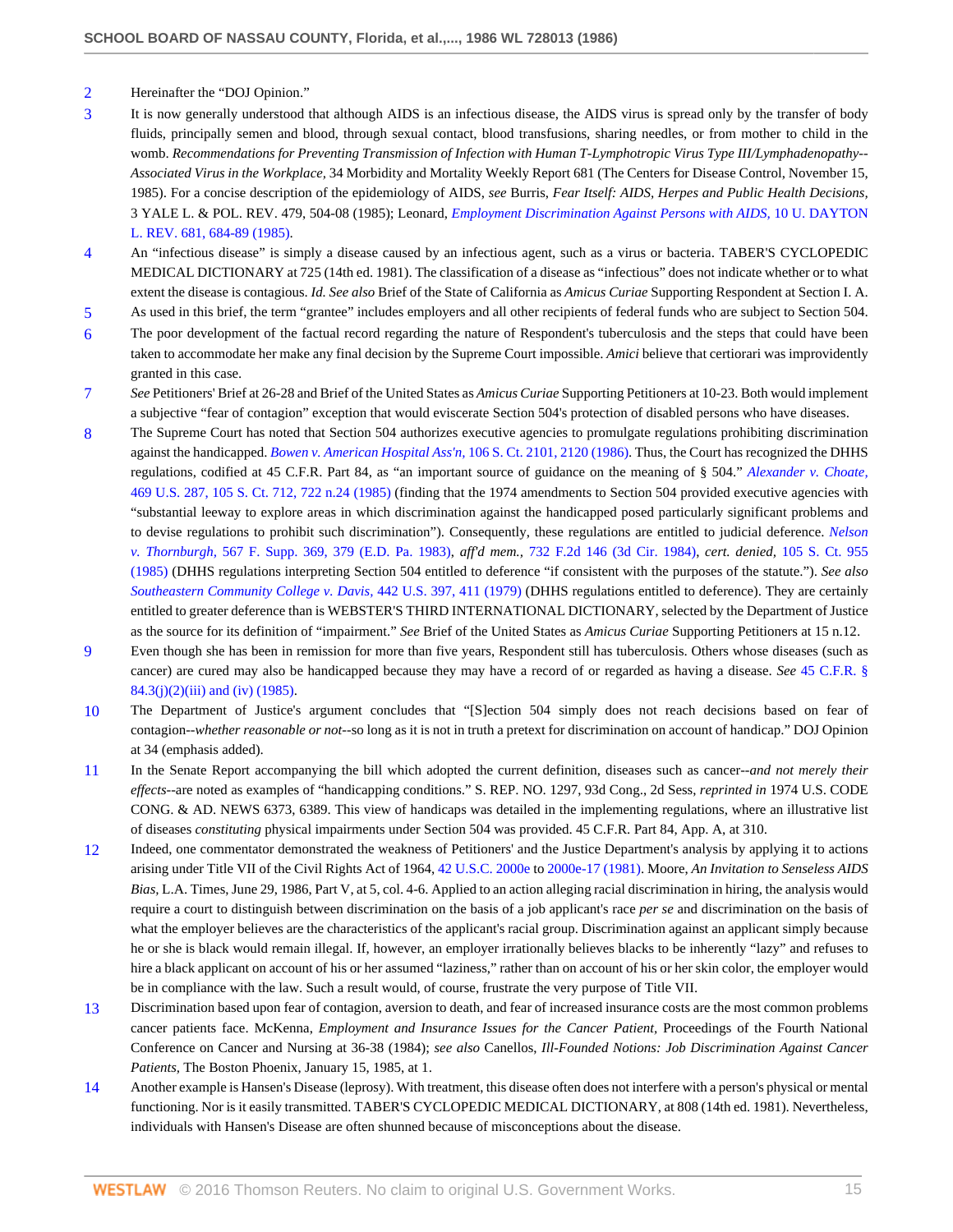2 Hereinafter the "DOJ Opinion."

3 It is now generally understood that although AIDS is an infectious disease, the AIDS virus is spread only by the transfer of body fluids, principally semen and blood, through sexual contact, blood transfusions, sharing needles, or from mother to child in the womb. *Recommendations for Preventing Transmission of Infection with Human T-Lymphotropic Virus Type III/Lymphadenopathy--Associated Virus in the Workplace,* 34 Morbidity and Mortality Weekly Report 681 (The Centers for Disease Control, November 15, 1985). For a concise description of the epidemiology of AIDS, *see* Burris, *Fear Itself: AIDS, Herpes and Public Health Decisions,* 3 YALE L. & POL. REV. 479, 504-08 (1985); Leonard, *Employment Discrimination Against Persons with AIDS,* 10 U. DAYTON L. REV. 681, 684-89 (1985).

4 An "infectious disease" is simply a disease caused by an infectious agent, such as a virus or bacteria. TABER'S CYCLOPEDIC MEDICAL DICTIONARY at 725 (14th ed. 1981). The classification of a disease as "infectious" does not indicate whether or to what extent the disease is contagious. *Id. See also* Brief of the State of California as *Amicus Curiae* Supporting Respondent at Section I. A.

5 As used in this brief, the term "grantee" includes employers and all other recipients of federal funds who are subject to Section 504.

6 The poor development of the factual record regarding the nature of Respondent's tuberculosis and the steps that could have been taken to accommodate her make any final decision by the Supreme Court impossible. *Amici* believe that certiorari was improvidently granted in this case.

7 *See* Petitioners' Brief at 26-28 and Brief of the United States as *Amicus Curiae* Supporting Petitioners at 10-23. Both would implement a subjective "fear of contagion" exception that would eviscerate Section 504's protection of disabled persons who have diseases.

8 The Supreme Court has noted that Section 504 authorizes executive agencies to promulgate regulations prohibiting discrimination against the handicapped. *Bowen v. American Hospital Ass'n,* 106 S. Ct. 2101, 2120 (1986). Thus, the Court has recognized the DHHS regulations, codified at 45 C.F.R. Part 84, as "an important source of guidance on the meaning of § 504." *Alexander v. Choate,* 469 U.S. 287, 105 S. Ct. 712, 722 n.24 (1985) (finding that the 1974 amendments to Section 504 provided executive agencies with "substantial leeway to explore areas in which discrimination against the handicapped posed particularly significant problems and to devise regulations to prohibit such discrimination"). Consequently, these regulations are entitled to judicial deference. *Nelson v. Thornburgh,* 567 F. Supp. 369, 379 (E.D. Pa. 1983), *aff'd mem.,* 732 F.2d 146 (3d Cir. 1984), *cert. denied,* 105 S. Ct. 955 (1985) (DHHS regulations interpreting Section 504 entitled to deference "if consistent with the purposes of the statute."). *See also Southeastern Community College v. Davis,* 442 U.S. 397, 411 (1979) (DHHS regulations entitled to deference). They are certainly entitled to greater deference than is WEBSTER'S THIRD INTERNATIONAL DICTIONARY, selected by the Department of Justice as the source for its definition of "impairment." *See* Brief of the United States as *Amicus Curiae* Supporting Petitioners at 15 n.12.

9 Even though she has been in remission for more than five years, Respondent still has tuberculosis. Others whose diseases (such as cancer) are cured may also be handicapped because they may have a record of or regarded as having a disease. *See* 45 C.F.R. § 84.3(j)(2)(iii) and (iv) (1985).

10 The Department of Justice's argument concludes that "[S]ection 504 simply does not reach decisions based on fear of contagion--*whether reasonable or not*--so long as it is not in truth a pretext for discrimination on account of handicap." DOJ Opinion at 34 (emphasis added).

11 In the Senate Report accompanying the bill which adopted the current definition, diseases such as cancer--*and not merely their effects*--are noted as examples of "handicapping conditions." S. REP. NO. 1297, 93d Cong., 2d Sess, *reprinted in* 1974 U.S. CODE CONG. & AD. NEWS 6373, 6389. This view of handicaps was detailed in the implementing regulations, where an illustrative list of diseases *constituting* physical impairments under Section 504 was provided. 45 C.F.R. Part 84, App. A, at 310.

12 Indeed, one commentator demonstrated the weakness of Petitioners' and the Justice Department's analysis by applying it to actions arising under Title VII of the Civil Rights Act of 1964, 42 U.S.C. 2000e to 2000e-17 (1981). Moore, *An Invitation to Senseless AIDS Bias,* L.A. Times, June 29, 1986, Part V, at 5, col. 4-6. Applied to an action alleging racial discrimination in hiring, the analysis would require a court to distinguish between discrimination on the basis of a job applicant's race *per se* and discrimination on the basis of what the employer believes are the characteristics of the applicant's racial group. Discrimination against an applicant simply because he or she is black would remain illegal. If, however, an employer irrationally believes blacks to be inherently "lazy" and refuses to hire a black applicant on account of his or her assumed "laziness," rather than on account of his or her skin color, the employer would be in compliance with the law. Such a result would, of course, frustrate the very purpose of Title VII.

13 Discrimination based upon fear of contagion, aversion to death, and fear of increased insurance costs are the most common problems cancer patients face. McKenna, *Employment and Insurance Issues for the Cancer Patient,* Proceedings of the Fourth National Conference on Cancer and Nursing at 36-38 (1984); *see also* Canellos, *Ill-Founded Notions: Job Discrimination Against Cancer Patients,* The Boston Phoenix, January 15, 1985, at 1.

14 Another example is Hansen's Disease (leprosy). With treatment, this disease often does not interfere with a person's physical or mental functioning. Nor is it easily transmitted. TABER'S CYCLOPEDIC MEDICAL DICTIONARY, at 808 (14th ed. 1981). Nevertheless, individuals with Hansen's Disease are often shunned because of misconceptions about the disease.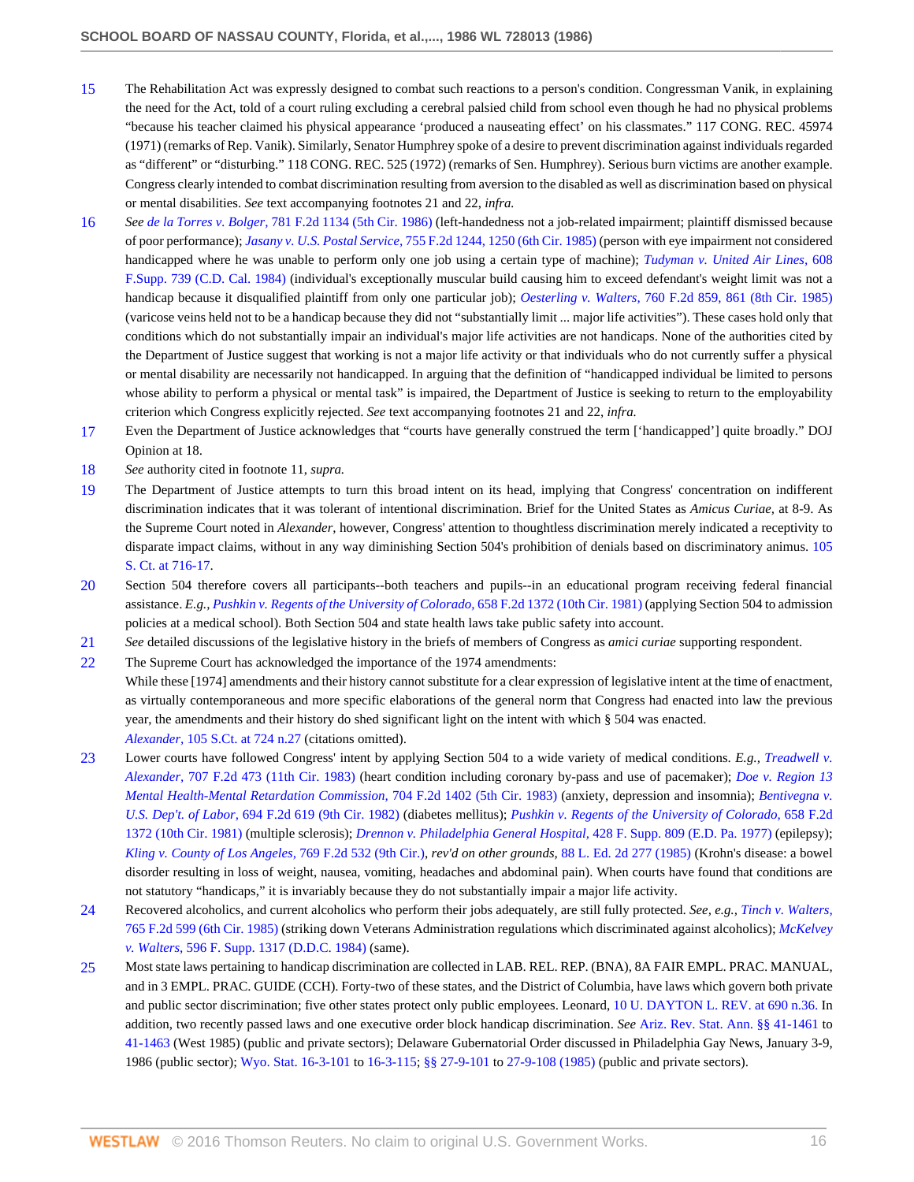15 The Rehabilitation Act was expressly designed to combat such reactions to a person's condition. Congressman Vanik, in explaining the need for the Act, told of a court ruling excluding a cerebral palsied child from school even though he had no physical problems "because his teacher claimed his physical appearance 'produced a nauseating effect' on his classmates." 117 CONG. REC. 45974 (1971) (remarks of Rep. Vanik). Similarly, Senator Humphrey spoke of a desire to prevent discrimination against individuals regarded as "different" or "disturbing." 118 CONG. REC. 525 (1972) (remarks of Sen. Humphrey). Serious burn victims are another example. Congress clearly intended to combat discrimination resulting from aversion to the disabled as well as discrimination based on physical or mental disabilities. *See* text accompanying footnotes 21 and 22, *infra.*

16 *See de la Torres v. Bolger,* 781 F.2d 1134 (5th Cir. 1986) (left-handedness not a job-related impairment; plaintiff dismissed because of poor performance); *Jasany v. U.S. Postal Service,* 755 F.2d 1244, 1250 (6th Cir. 1985) (person with eye impairment not considered handicapped where he was unable to perform only one job using a certain type of machine); *Tudyman v. United Air Lines,* 608 F.Supp. 739 (C.D. Cal. 1984) (individual's exceptionally muscular build causing him to exceed defendant's weight limit was not a handicap because it disqualified plaintiff from only one particular job); *Oesterling v. Walters,* 760 F.2d 859, 861 (8th Cir. 1985) (varicose veins held not to be a handicap because they did not "substantially limit ... major life activities"). These cases hold only that conditions which do not substantially impair an individual's major life activities are not handicaps. None of the authorities cited by the Department of Justice suggest that working is not a major life activity or that individuals who do not currently suffer a physical or mental disability are necessarily not handicapped. In arguing that the definition of "handicapped individual be limited to persons whose ability to perform a physical or mental task" is impaired, the Department of Justice is seeking to return to the employability criterion which Congress explicitly rejected. *See* text accompanying footnotes 21 and 22, *infra.*

17 Even the Department of Justice acknowledges that "courts have generally construed the term ['handicapped'] quite broadly." DOJ Opinion at 18.

18 *See* authority cited in footnote 11, *supra.*

19 The Department of Justice attempts to turn this broad intent on its head, implying that Congress' concentration on indifferent discrimination indicates that it was tolerant of intentional discrimination. Brief for the United States as *Amicus Curiae,* at 8-9. As the Supreme Court noted in *Alexander,* however, Congress' attention to thoughtless discrimination merely indicated a receptivity to disparate impact claims, without in any way diminishing Section 504's prohibition of denials based on discriminatory animus. 105 S. Ct. at 716-17.

20 Section 504 therefore covers all participants--both teachers and pupils--in an educational program receiving federal financial assistance. *E.g., Pushkin v. Regents of the University of Colorado,* 658 F.2d 1372 (10th Cir. 1981) (applying Section 504 to admission policies at a medical school). Both Section 504 and state health laws take public safety into account.

21 *See* detailed discussions of the legislative history in the briefs of members of Congress as *amici curiae* supporting respondent.

22 The Supreme Court has acknowledged the importance of the 1974 amendments:

While these [1974] amendments and their history cannot substitute for a clear expression of legislative intent at the time of enactment, as virtually contemporaneous and more specific elaborations of the general norm that Congress had enacted into law the previous year, the amendments and their history do shed significant light on the intent with which § 504 was enacted.

*Alexander,* 105 S.Ct. at 724 n.27 (citations omitted).

23 Lower courts have followed Congress' intent by applying Section 504 to a wide variety of medical conditions. *E.g., Treadwell v. Alexander,* 707 F.2d 473 (11th Cir. 1983) (heart condition including coronary by-pass and use of pacemaker); *Doe v. Region 13 Mental Health-Mental Retardation Commission,* 704 F.2d 1402 (5th Cir. 1983) (anxiety, depression and insomnia); *Bentivegna v. U.S. Dep't. of Labor,* 694 F.2d 619 (9th Cir. 1982) (diabetes mellitus); *Pushkin v. Regents of the University of Colorado,* 658 F.2d 1372 (10th Cir. 1981) (multiple sclerosis); *Drennon v. Philadelphia General Hospital,* 428 F. Supp. 809 (E.D. Pa. 1977) (epilepsy); *Kling v. County of Los Angeles,* 769 F.2d 532 (9th Cir.), *rev'd on other grounds,* 88 L. Ed. 2d 277 (1985) (Krohn's disease: a bowel disorder resulting in loss of weight, nausea, vomiting, headaches and abdominal pain). When courts have found that conditions are not statutory "handicaps," it is invariably because they do not substantially impair a major life activity.

24 Recovered alcoholics, and current alcoholics who perform their jobs adequately, are still fully protected. *See, e.g., Tinch v. Walters,* 765 F.2d 599 (6th Cir. 1985) (striking down Veterans Administration regulations which discriminated against alcoholics); *McKelvey v. Walters,* 596 F. Supp. 1317 (D.D.C. 1984) (same).

25 Most state laws pertaining to handicap discrimination are collected in LAB. REL. REP. (BNA), 8A FAIR EMPL. PRAC. MANUAL, and in 3 EMPL. PRAC. GUIDE (CCH). Forty-two of these states, and the District of Columbia, have laws which govern both private and public sector discrimination; five other states protect only public employees. Leonard, 10 U. DAYTON L. REV. at 690 n.36. In addition, two recently passed laws and one executive order block handicap discrimination. *See* Ariz. Rev. Stat. Ann. §§ 41-1461 to 41-1463 (West 1985) (public and private sectors); Delaware Gubernatorial Order discussed in Philadelphia Gay News, January 3-9, 1986 (public sector); Wyo. Stat. 16-3-101 to 16-3-115; §§ 27-9-101 to 27-9-108 (1985) (public and private sectors).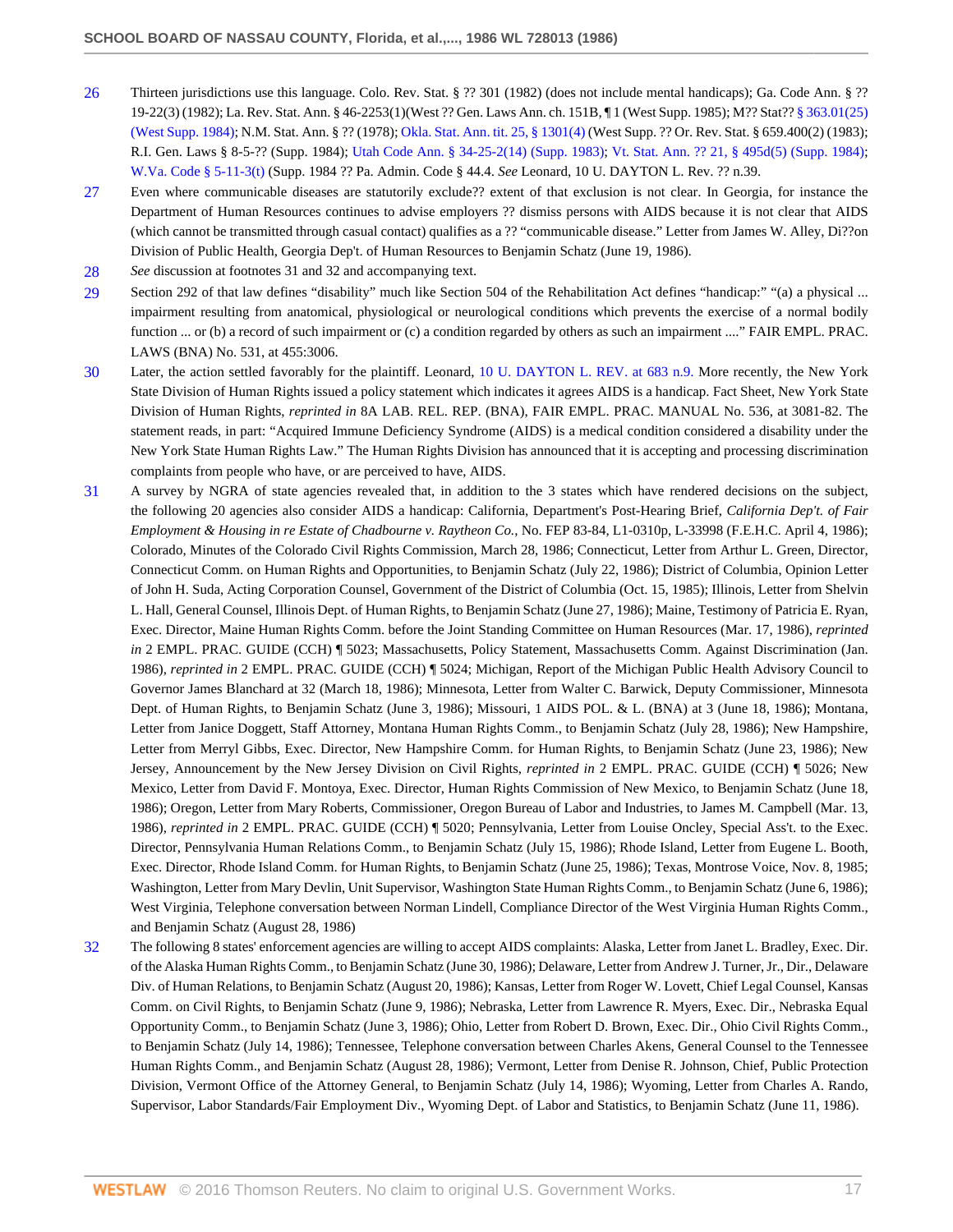26 Thirteen jurisdictions use this language. Colo. Rev. Stat. § ?? 301 (1982) (does not include mental handicaps); Ga. Code Ann. § ?? 19-22(3) (1982); La. Rev. Stat. Ann. § 46-2253(1)(West ?? Gen. Laws Ann. ch. 151B, ¶ 1 (West Supp. 1985); M?? Stat?? § 363.01(25) (West Supp. 1984); N.M. Stat. Ann. § ?? (1978); Okla. Stat. Ann. tit. 25, § 1301(4) (West Supp. ?? Or. Rev. Stat. § 659.400(2) (1983); R.I. Gen. Laws § 8-5-?? (Supp. 1984); Utah Code Ann. § 34-25-2(14) (Supp. 1983); Vt. Stat. Ann. ?? 21, § 495d(5) (Supp. 1984); W.Va. Code § 5-11-3(t) (Supp. 1984 ?? Pa. Admin. Code § 44.4. *See* Leonard, 10 U. DAYTON L. Rev. ?? n.39.

27 Even where communicable diseases are statutorily exclude?? extent of that exclusion is not clear. In Georgia, for instance the Department of Human Resources continues to advise employers ?? dismiss persons with AIDS because it is not clear that AIDS (which cannot be transmitted through casual contact) qualifies as a ?? "communicable disease." Letter from James W. Alley, Di??on Division of Public Health, Georgia Dep't. of Human Resources to Benjamin Schatz (June 19, 1986).

28 *See* discussion at footnotes 31 and 32 and accompanying text.

29 Section 292 of that law defines "disability" much like Section 504 of the Rehabilitation Act defines "handicap:" "(a) a physical ... impairment resulting from anatomical, physiological or neurological conditions which prevents the exercise of a normal bodily function ... or (b) a record of such impairment or (c) a condition regarded by others as such an impairment ...." FAIR EMPL. PRAC. LAWS (BNA) No. 531, at 455:3006.

30 Later, the action settled favorably for the plaintiff. Leonard, 10 U. DAYTON L. REV. at 683 n.9. More recently, the New York State Division of Human Rights issued a policy statement which indicates it agrees AIDS is a handicap. Fact Sheet, New York State Division of Human Rights, *reprinted in* 8A LAB. REL. REP. (BNA), FAIR EMPL. PRAC. MANUAL No. 536, at 3081-82. The statement reads, in part: "Acquired Immune Deficiency Syndrome (AIDS) is a medical condition considered a disability under the New York State Human Rights Law." The Human Rights Division has announced that it is accepting and processing discrimination complaints from people who have, or are perceived to have, AIDS.

31 A survey by NGRA of state agencies revealed that, in addition to the 3 states which have rendered decisions on the subject, the following 20 agencies also consider AIDS a handicap: California, Department's Post-Hearing Brief, *California Dep't. of Fair Employment & Housing in re Estate of Chadbourne v. Raytheon Co.,* No. FEP 83-84, L1-0310p, L-33998 (F.E.H.C. April 4, 1986); Colorado, Minutes of the Colorado Civil Rights Commission, March 28, 1986; Connecticut, Letter from Arthur L. Green, Director, Connecticut Comm. on Human Rights and Opportunities, to Benjamin Schatz (July 22, 1986); District of Columbia, Opinion Letter of John H. Suda, Acting Corporation Counsel, Government of the District of Columbia (Oct. 15, 1985); Illinois, Letter from Shelvin L. Hall, General Counsel, Illinois Dept. of Human Rights, to Benjamin Schatz (June 27, 1986); Maine, Testimony of Patricia E. Ryan, Exec. Director, Maine Human Rights Comm. before the Joint Standing Committee on Human Resources (Mar. 17, 1986), *reprinted in* 2 EMPL. PRAC. GUIDE (CCH) ¶ 5023; Massachusetts, Policy Statement, Massachusetts Comm. Against Discrimination (Jan. 1986), *reprinted in* 2 EMPL. PRAC. GUIDE (CCH) ¶ 5024; Michigan, Report of the Michigan Public Health Advisory Council to Governor James Blanchard at 32 (March 18, 1986); Minnesota, Letter from Walter C. Barwick, Deputy Commissioner, Minnesota Dept. of Human Rights, to Benjamin Schatz (June 3, 1986); Missouri, 1 AIDS POL. & L. (BNA) at 3 (June 18, 1986); Montana, Letter from Janice Doggett, Staff Attorney, Montana Human Rights Comm., to Benjamin Schatz (July 28, 1986); New Hampshire, Letter from Merryl Gibbs, Exec. Director, New Hampshire Comm. for Human Rights, to Benjamin Schatz (June 23, 1986); New Jersey, Announcement by the New Jersey Division on Civil Rights, *reprinted in* 2 EMPL. PRAC. GUIDE (CCH) ¶ 5026; New Mexico, Letter from David F. Montoya, Exec. Director, Human Rights Commission of New Mexico, to Benjamin Schatz (June 18, 1986); Oregon, Letter from Mary Roberts, Commissioner, Oregon Bureau of Labor and Industries, to James M. Campbell (Mar. 13, 1986), *reprinted in* 2 EMPL. PRAC. GUIDE (CCH) ¶ 5020; Pennsylvania, Letter from Louise Oncley, Special Ass't. to the Exec. Director, Pennsylvania Human Relations Comm., to Benjamin Schatz (July 15, 1986); Rhode Island, Letter from Eugene L. Booth, Exec. Director, Rhode Island Comm. for Human Rights, to Benjamin Schatz (June 25, 1986); Texas, Montrose Voice, Nov. 8, 1985; Washington, Letter from Mary Devlin, Unit Supervisor, Washington State Human Rights Comm., to Benjamin Schatz (June 6, 1986); West Virginia, Telephone conversation between Norman Lindell, Compliance Director of the West Virginia Human Rights Comm., and Benjamin Schatz (August 28, 1986)

32 The following 8 states' enforcement agencies are willing to accept AIDS complaints: Alaska, Letter from Janet L. Bradley, Exec. Dir. of the Alaska Human Rights Comm., to Benjamin Schatz (June 30, 1986); Delaware, Letter from Andrew J. Turner, Jr., Dir., Delaware Div. of Human Relations, to Benjamin Schatz (August 20, 1986); Kansas, Letter from Roger W. Lovett, Chief Legal Counsel, Kansas Comm. on Civil Rights, to Benjamin Schatz (June 9, 1986); Nebraska, Letter from Lawrence R. Myers, Exec. Dir., Nebraska Equal Opportunity Comm., to Benjamin Schatz (June 3, 1986); Ohio, Letter from Robert D. Brown, Exec. Dir., Ohio Civil Rights Comm., to Benjamin Schatz (July 14, 1986); Tennessee, Telephone conversation between Charles Akens, General Counsel to the Tennessee Human Rights Comm., and Benjamin Schatz (August 28, 1986); Vermont, Letter from Denise R. Johnson, Chief, Public Protection Division, Vermont Office of the Attorney General, to Benjamin Schatz (July 14, 1986); Wyoming, Letter from Charles A. Rando, Supervisor, Labor Standards/Fair Employment Div., Wyoming Dept. of Labor and Statistics, to Benjamin Schatz (June 11, 1986).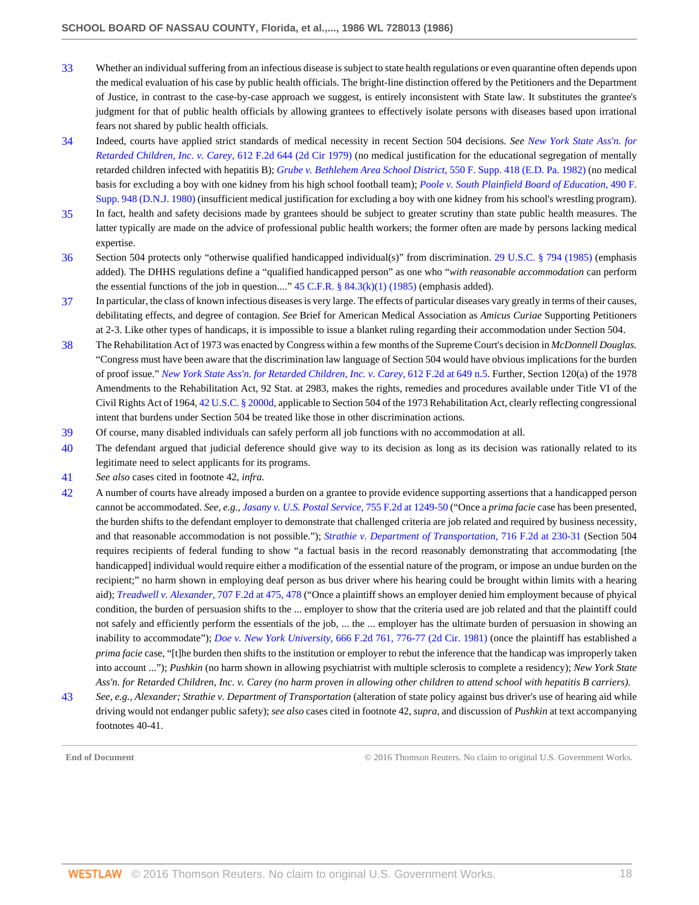33 Whether an individual suffering from an infectious disease is subject to state health regulations or even quarantine often depends upon the medical evaluation of his case by public health officials. The bright-line distinction offered by the Petitioners and the Department of Justice, in contrast to the case-by-case approach we suggest, is entirely inconsistent with State law. It substitutes the grantee's judgment for that of public health officials by allowing grantees to effectively isolate persons with diseases based upon irrational fears not shared by public health officials.

34 Indeed, courts have applied strict standards of medical necessity in recent Section 504 decisions. *See New York State Ass'n. for Retarded Children, Inc. v. Carey,* 612 F.2d 644 (2d Cir 1979) (no medical justification for the educational segregation of mentally retarded children infected with hepatitis B); *Grube v. Bethlehem Area School District,* 550 F. Supp. 418 (E.D. Pa. 1982) (no medical basis for excluding a boy with one kidney from his high school football team); *Poole v. South Plainfield Board of Education,* 490 F. Supp. 948 (D.N.J. 1980) (insufficient medical justification for excluding a boy with one kidney from his school's wrestling program).

35 In fact, health and safety decisions made by grantees should be subject to greater scrutiny than state public health measures. The latter typically are made on the advice of professional public health workers; the former often are made by persons lacking medical expertise.

36 Section 504 protects only "otherwise qualified handicapped individual(s)" from discrimination. 29 U.S.C. § 794 (1985) (emphasis added). The DHHS regulations define a "qualified handicapped person" as one who "*with reasonable accommodation* can perform the essential functions of the job in question...." 45 C.F.R. § 84.3(k)(1) (1985) (emphasis added).

37 In particular, the class of known infectious diseases is very large. The effects of particular diseases vary greatly in terms of their causes, debilitating effects, and degree of contagion. *See* Brief for American Medical Association as *Amicus Curiae* Supporting Petitioners at 2-3. Like other types of handicaps, it is impossible to issue a blanket ruling regarding their accommodation under Section 504.

38 The Rehabilitation Act of 1973 was enacted by Congress within a few months of the Supreme Court's decision in *McDonnell Douglas.* "Congress must have been aware that the discrimination law language of Section 504 would have obvious implications for the burden of proof issue." *New York State Ass'n. for Retarded Children, Inc. v. Carey,* 612 F.2d at 649 n.5. Further, Section 120(a) of the 1978 Amendments to the Rehabilitation Act, 92 Stat. at 2983, makes the rights, remedies and procedures available under Title VI of the Civil Rights Act of 1964, 42 U.S.C. § 2000d, applicable to Section 504 of the 1973 Rehabilitation Act, clearly reflecting congressional intent that burdens under Section 504 be treated like those in other discrimination actions.

39 Of course, many disabled individuals can safely perform all job functions with no accommodation at all.

40 The defendant argued that judicial deference should give way to its decision as long as its decision was rationally related to its legitimate need to select applicants for its programs.

41 *See also* cases cited in footnote 42, *infra.*

42 A number of courts have already imposed a burden on a grantee to provide evidence supporting assertions that a handicapped person cannot be accommodated. *See, e.g., Jasany v. U.S. Postal Service,* 755 F.2d at 1249-50 ("Once a *prima facie* case has been presented, the burden shifts to the defendant employer to demonstrate that challenged criteria are job related and required by business necessity, and that reasonable accommodation is not possible."); *Strathie v. Department of Transportation,* 716 F.2d at 230-31 (Section 504 requires recipients of federal funding to show "a factual basis in the record reasonably demonstrating that accommodating [the handicapped] individual would require either a modification of the essential nature of the program, or impose an undue burden on the recipient;" no harm shown in employing deaf person as bus driver where his hearing could be brought within limits with a hearing aid); *Treadwell v. Alexander,* 707 F.2d at 475, 478 ("Once a plaintiff shows an employer denied him employment because of phyical condition, the burden of persuasion shifts to the ... employer to show that the criteria used are job related and that the plaintiff could not safely and efficiently perform the essentials of the job, ... the ... employer has the ultimate burden of persuasion in showing an inability to accommodate"); *Doe v. New York University,* 666 F.2d 761, 776-77 (2d Cir. 1981) (once the plaintiff has established a *prima facie* case, "[t]he burden then shifts to the institution or employer to rebut the inference that the handicap was improperly taken into account ..."); *Pushkin* (no harm shown in allowing psychiatrist with multiple sclerosis to complete a residency); *New York State Ass'n. for Retarded Children, Inc. v. Carey (no harm proven in allowing other children to attend school with hepatitis B carriers).*

43 *See, e.g., Alexander; Strathie v. Department of Transportation* (alteration of state policy against bus driver's use of hearing aid while driving would not endanger public safety); *see also* cases cited in footnote 42, *supra,* and discussion of *Pushkin* at text accompanying footnotes 40-41.

**End of Document**